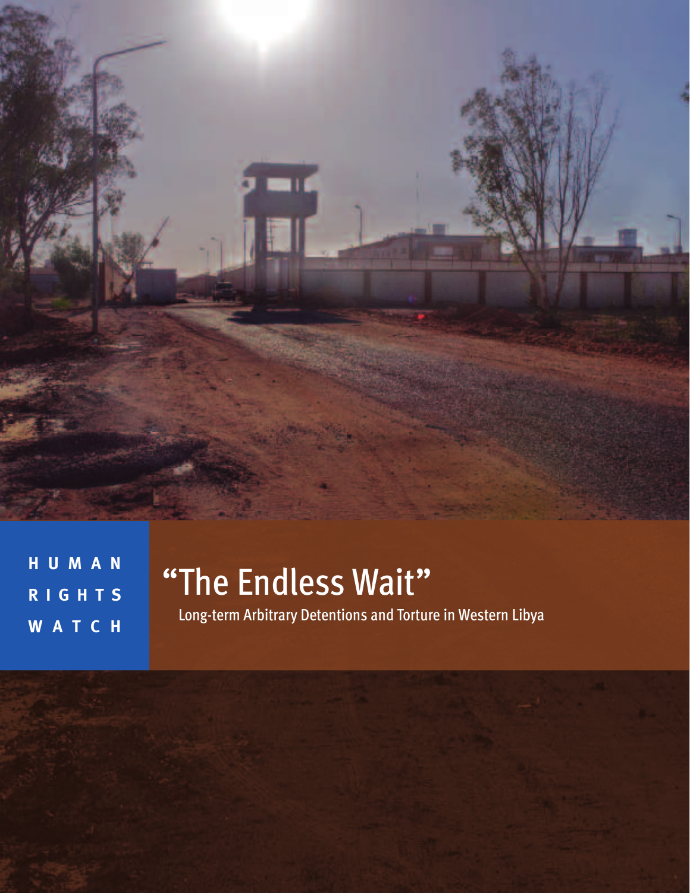HUMAN RIGHTS WATCH

# "The Endless Wait"

## Long-term Arbitrary Detentions and Torture in Western Libya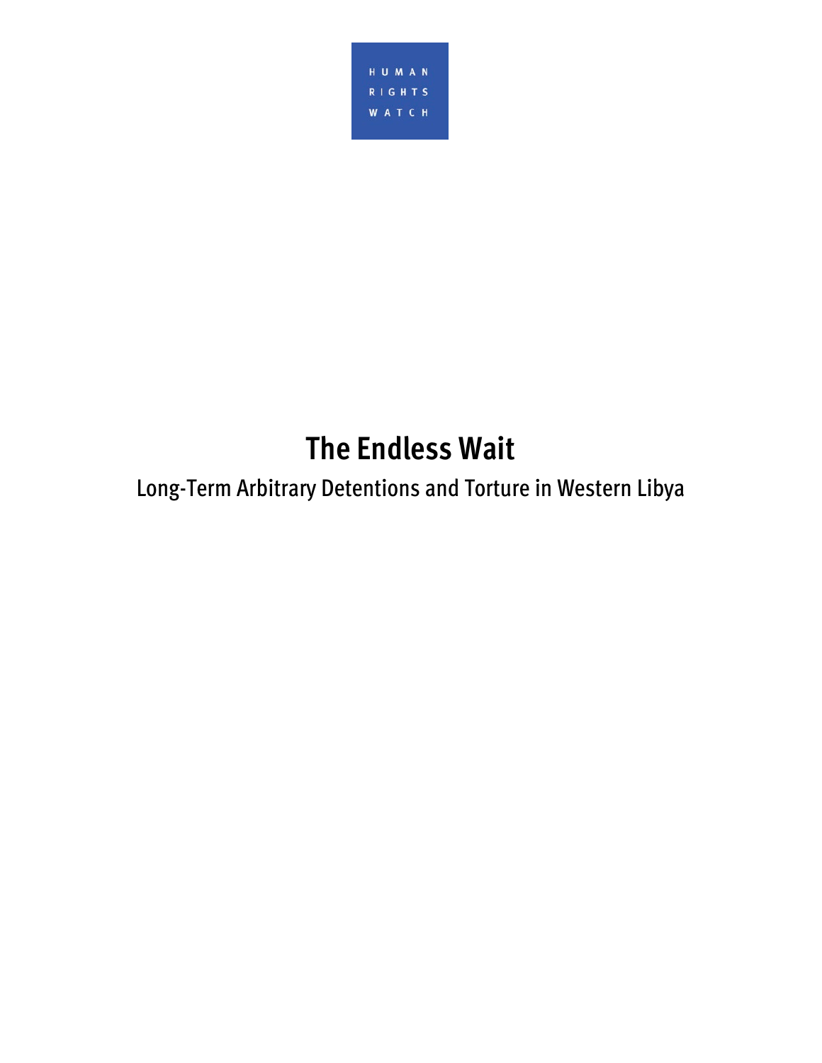HUMAN RIGHTS WATCH

# The Endless Wait

## Long-Term Arbitrary Detentions and Torture in Western Libya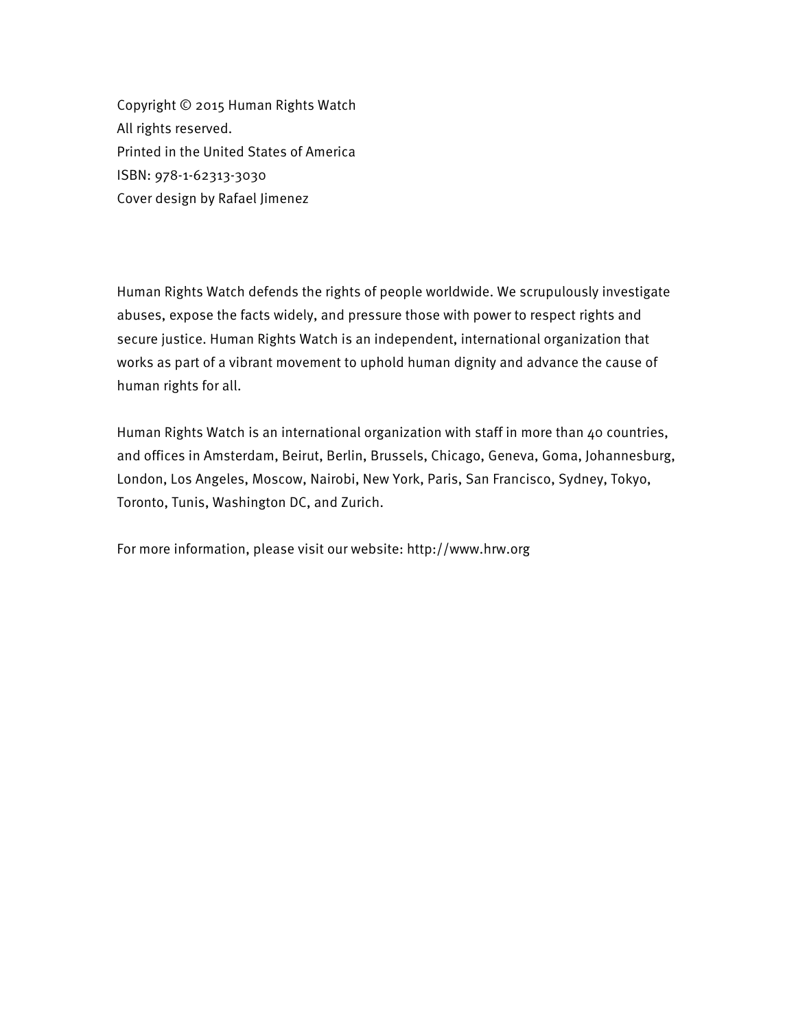Copyright © 2015 Human Rights Watch
All rights reserved.
Printed in the United States of America
ISBN: 978-1-62313-3030
Cover design by Rafael Jimenez

Human Rights Watch defends the rights of people worldwide. We scrupulously investigate abuses, expose the facts widely, and pressure those with power to respect rights and secure justice. Human Rights Watch is an independent, international organization that works as part of a vibrant movement to uphold human dignity and advance the cause of human rights for all.

Human Rights Watch is an international organization with staff in more than 40 countries, and offices in Amsterdam, Beirut, Berlin, Brussels, Chicago, Geneva, Goma, Johannesburg, London, Los Angeles, Moscow, Nairobi, New York, Paris, San Francisco, Sydney, Tokyo, Toronto, Tunis, Washington DC, and Zurich.

For more information, please visit our website: http://www.hrw.org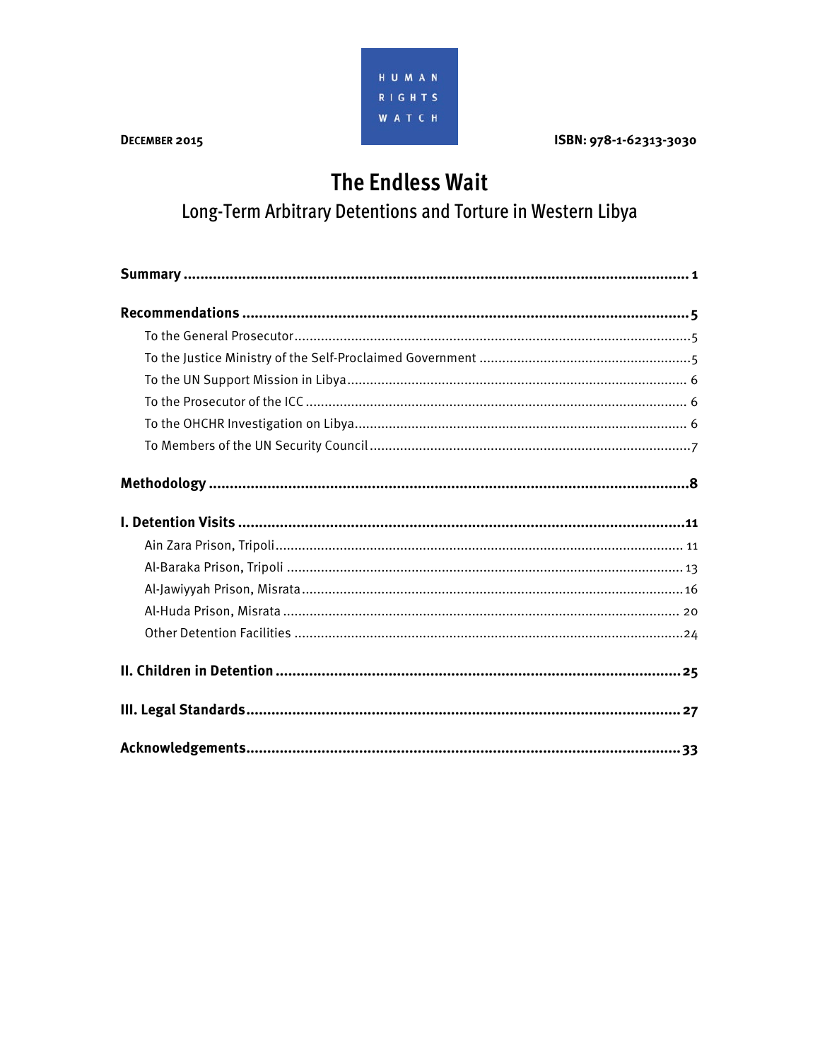HUMAN RIGHTS WATCH

DECEMBER 2015

ISBN: 978-1-62313-3030

# The Endless Wait

## Long-Term Arbitrary Detentions and Torture in Western Libya

**Summary** ..... **1**

**Recommendations** ..... **5**

- To the General Prosecutor ..... 5
- To the Justice Ministry of the Self-Proclaimed Government ..... 5
- To the UN Support Mission in Libya ..... 6
- To the Prosecutor of the ICC ..... 6
- To the OHCHR Investigation on Libya ..... 6
- To Members of the UN Security Council ..... 7

**Methodology** ..... **8**

**I. Detention Visits** ..... **11**

- Ain Zara Prison, Tripoli ..... 11
- Al-Baraka Prison, Tripoli ..... 13
- Al-Jawiyyah Prison, Misrata ..... 16
- Al-Huda Prison, Misrata ..... 20
- Other Detention Facilities ..... 24

**II. Children in Detention** ..... **25**

**III. Legal Standards** ..... **27**

**Acknowledgements** ..... **33**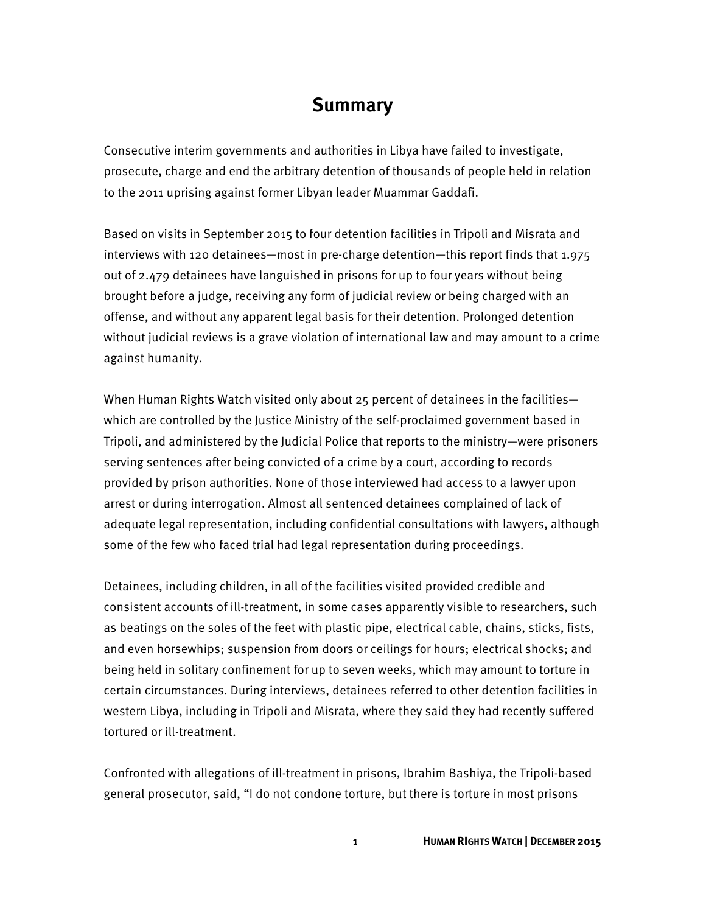# Summary

Consecutive interim governments and authorities in Libya have failed to investigate, prosecute, charge and end the arbitrary detention of thousands of people held in relation to the 2011 uprising against former Libyan leader Muammar Gaddafi.

Based on visits in September 2015 to four detention facilities in Tripoli and Misrata and interviews with 120 detainees—most in pre-charge detention—this report finds that 1.975 out of 2.479 detainees have languished in prisons for up to four years without being brought before a judge, receiving any form of judicial review or being charged with an offense, and without any apparent legal basis for their detention. Prolonged detention without judicial reviews is a grave violation of international law and may amount to a crime against humanity.

When Human Rights Watch visited only about 25 percent of detainees in the facilities—which are controlled by the Justice Ministry of the self-proclaimed government based in Tripoli, and administered by the Judicial Police that reports to the ministry—were prisoners serving sentences after being convicted of a crime by a court, according to records provided by prison authorities. None of those interviewed had access to a lawyer upon arrest or during interrogation. Almost all sentenced detainees complained of lack of adequate legal representation, including confidential consultations with lawyers, although some of the few who faced trial had legal representation during proceedings.

Detainees, including children, in all of the facilities visited provided credible and consistent accounts of ill-treatment, in some cases apparently visible to researchers, such as beatings on the soles of the feet with plastic pipe, electrical cable, chains, sticks, fists, and even horsewhips; suspension from doors or ceilings for hours; electrical shocks; and being held in solitary confinement for up to seven weeks, which may amount to torture in certain circumstances. During interviews, detainees referred to other detention facilities in western Libya, including in Tripoli and Misrata, where they said they had recently suffered tortured or ill-treatment.

Confronted with allegations of ill-treatment in prisons, Ibrahim Bashiya, the Tripoli-based general prosecutor, said, "I do not condone torture, but there is torture in most prisons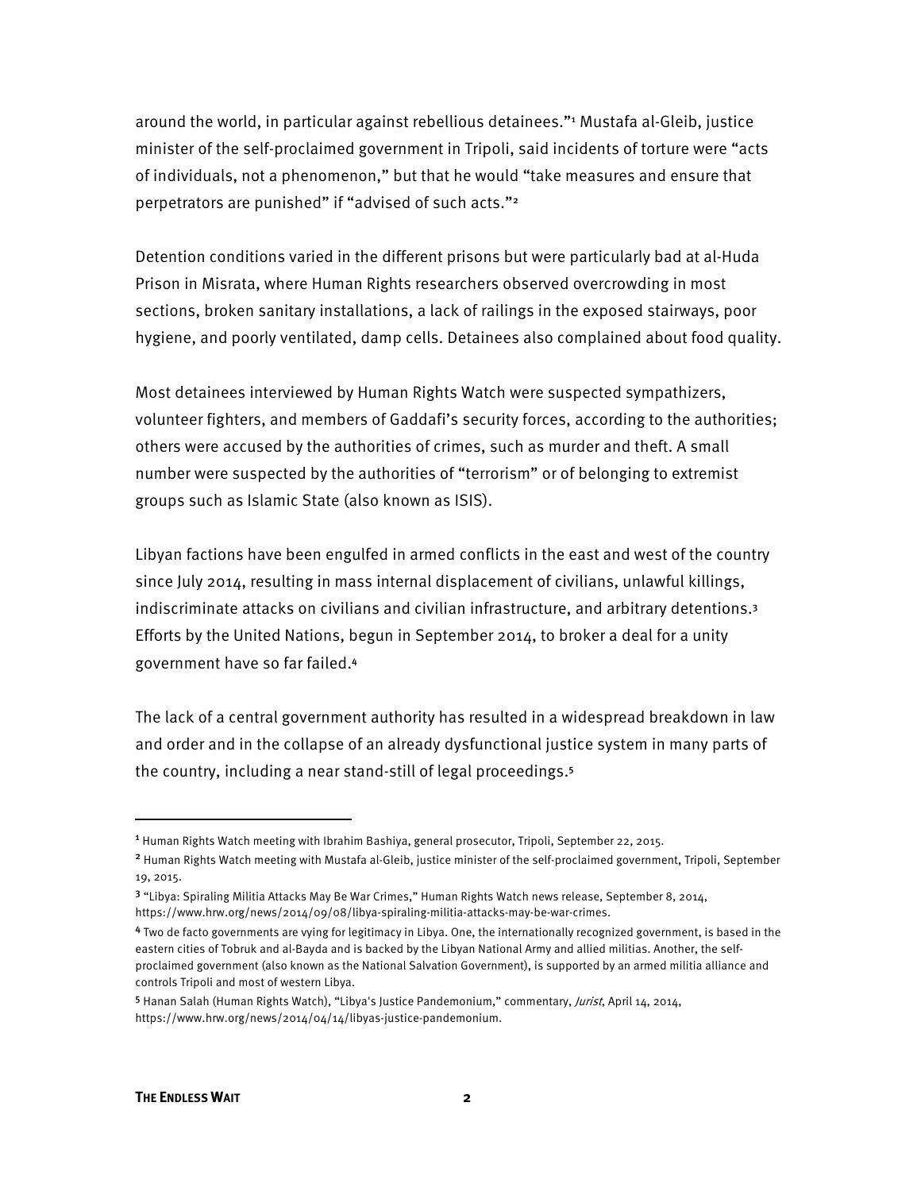around the world, in particular against rebellious detainees."[1] Mustafa al-Gleib, justice minister of the self-proclaimed government in Tripoli, said incidents of torture were "acts of individuals, not a phenomenon," but that he would "take measures and ensure that perpetrators are punished" if "advised of such acts."[2]

Detention conditions varied in the different prisons but were particularly bad at al-Huda Prison in Misrata, where Human Rights researchers observed overcrowding in most sections, broken sanitary installations, a lack of railings in the exposed stairways, poor hygiene, and poorly ventilated, damp cells. Detainees also complained about food quality.

Most detainees interviewed by Human Rights Watch were suspected sympathizers, volunteer fighters, and members of Gaddafi's security forces, according to the authorities; others were accused by the authorities of crimes, such as murder and theft. A small number were suspected by the authorities of "terrorism" or of belonging to extremist groups such as Islamic State (also known as ISIS).

Libyan factions have been engulfed in armed conflicts in the east and west of the country since July 2014, resulting in mass internal displacement of civilians, unlawful killings, indiscriminate attacks on civilians and civilian infrastructure, and arbitrary detentions.[3] Efforts by the United Nations, begun in September 2014, to broker a deal for a unity government have so far failed.[4]

The lack of a central government authority has resulted in a widespread breakdown in law and order and in the collapse of an already dysfunctional justice system in many parts of the country, including a near stand-still of legal proceedings.[5]

---

[1] Human Rights Watch meeting with Ibrahim Bashiya, general prosecutor, Tripoli, September 22, 2015.

[2] Human Rights Watch meeting with Mustafa al-Gleib, justice minister of the self-proclaimed government, Tripoli, September 19, 2015.

[3] "Libya: Spiraling Militia Attacks May Be War Crimes," Human Rights Watch news release, September 8, 2014, https://www.hrw.org/news/2014/09/08/libya-spiraling-militia-attacks-may-be-war-crimes.

[4] Two de facto governments are vying for legitimacy in Libya. One, the internationally recognized government, is based in the eastern cities of Tobruk and al-Bayda and is backed by the Libyan National Army and allied militias. Another, the self-proclaimed government (also known as the National Salvation Government), is supported by an armed militia alliance and controls Tripoli and most of western Libya.

[5] Hanan Salah (Human Rights Watch), "Libya's Justice Pandemonium," commentary, *Jurist*, April 14, 2014, https://www.hrw.org/news/2014/04/14/libyas-justice-pandemonium.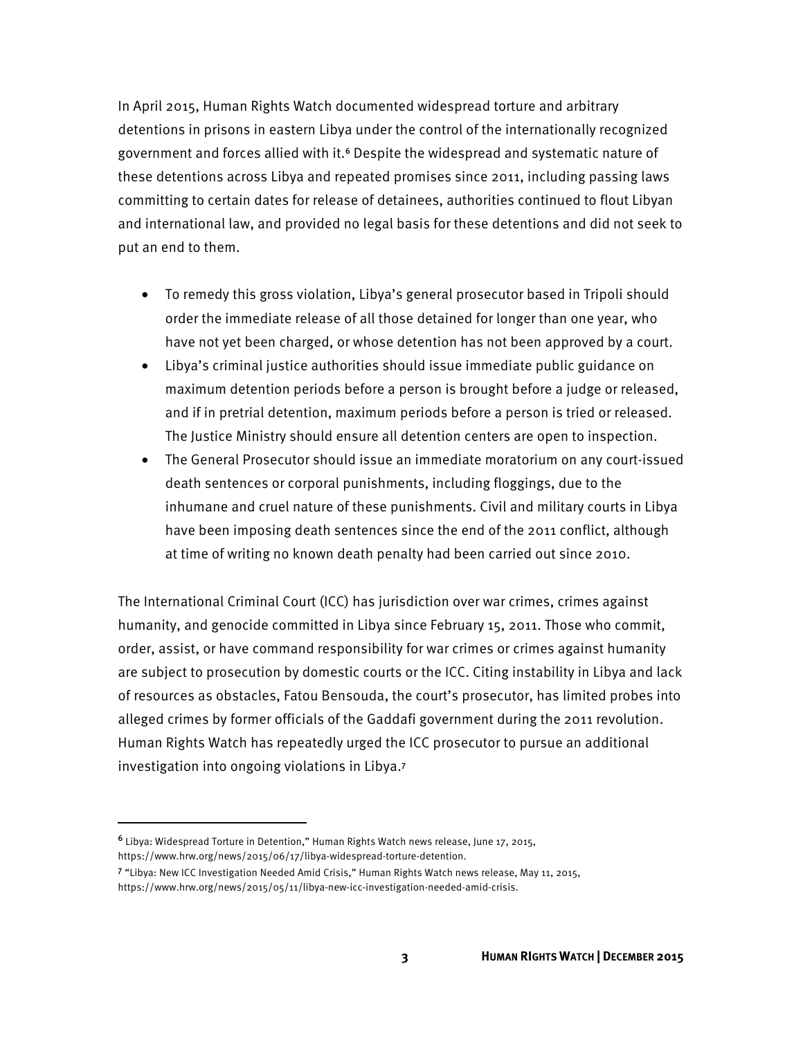In April 2015, Human Rights Watch documented widespread torture and arbitrary detentions in prisons in eastern Libya under the control of the internationally recognized government and forces allied with it.[6] Despite the widespread and systematic nature of these detentions across Libya and repeated promises since 2011, including passing laws committing to certain dates for release of detainees, authorities continued to flout Libyan and international law, and provided no legal basis for these detentions and did not seek to put an end to them.

- To remedy this gross violation, Libya's general prosecutor based in Tripoli should order the immediate release of all those detained for longer than one year, who have not yet been charged, or whose detention has not been approved by a court.
- Libya's criminal justice authorities should issue immediate public guidance on maximum detention periods before a person is brought before a judge or released, and if in pretrial detention, maximum periods before a person is tried or released. The Justice Ministry should ensure all detention centers are open to inspection.
- The General Prosecutor should issue an immediate moratorium on any court-issued death sentences or corporal punishments, including floggings, due to the inhumane and cruel nature of these punishments. Civil and military courts in Libya have been imposing death sentences since the end of the 2011 conflict, although at time of writing no known death penalty had been carried out since 2010.

The International Criminal Court (ICC) has jurisdiction over war crimes, crimes against humanity, and genocide committed in Libya since February 15, 2011. Those who commit, order, assist, or have command responsibility for war crimes or crimes against humanity are subject to prosecution by domestic courts or the ICC. Citing instability in Libya and lack of resources as obstacles, Fatou Bensouda, the court's prosecutor, has limited probes into alleged crimes by former officials of the Gaddafi government during the 2011 revolution. Human Rights Watch has repeatedly urged the ICC prosecutor to pursue an additional investigation into ongoing violations in Libya.[7]

---

[6] Libya: Widespread Torture in Detention," Human Rights Watch news release, June 17, 2015, https://www.hrw.org/news/2015/06/17/libya-widespread-torture-detention.

[7] "Libya: New ICC Investigation Needed Amid Crisis," Human Rights Watch news release, May 11, 2015, https://www.hrw.org/news/2015/05/11/libya-new-icc-investigation-needed-amid-crisis.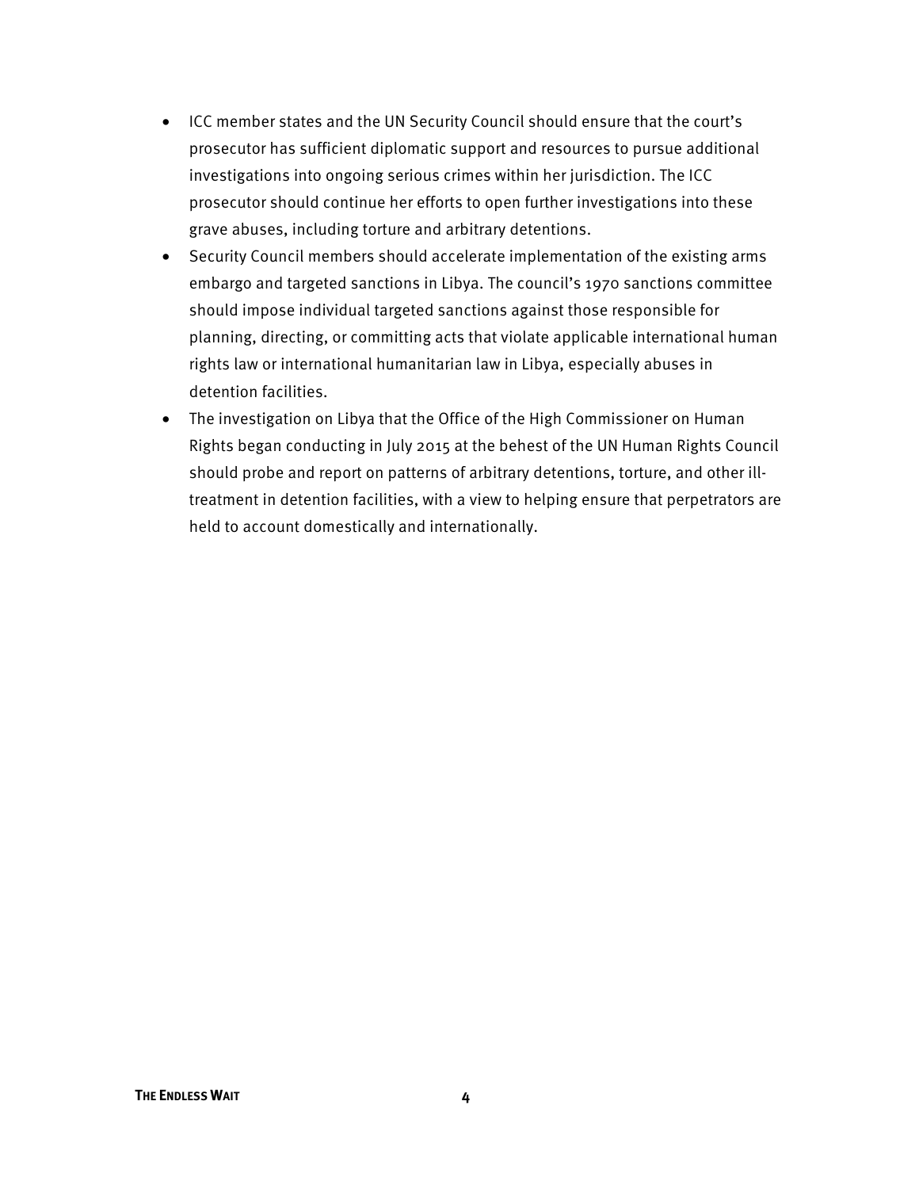- ICC member states and the UN Security Council should ensure that the court's prosecutor has sufficient diplomatic support and resources to pursue additional investigations into ongoing serious crimes within her jurisdiction. The ICC prosecutor should continue her efforts to open further investigations into these grave abuses, including torture and arbitrary detentions.
- Security Council members should accelerate implementation of the existing arms embargo and targeted sanctions in Libya. The council's 1970 sanctions committee should impose individual targeted sanctions against those responsible for planning, directing, or committing acts that violate applicable international human rights law or international humanitarian law in Libya, especially abuses in detention facilities.
- The investigation on Libya that the Office of the High Commissioner on Human Rights began conducting in July 2015 at the behest of the UN Human Rights Council should probe and report on patterns of arbitrary detentions, torture, and other ill-treatment in detention facilities, with a view to helping ensure that perpetrators are held to account domestically and internationally.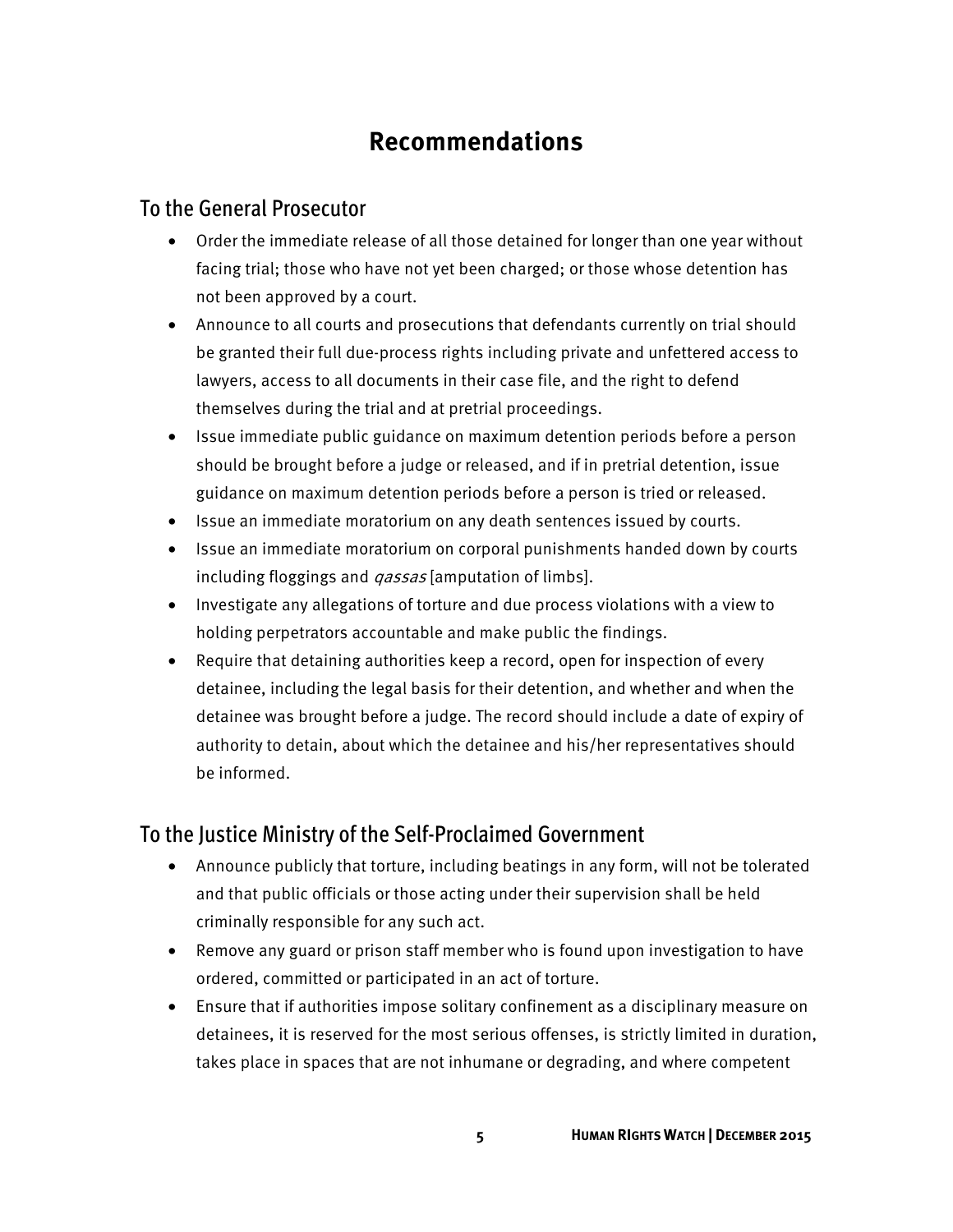# Recommendations

## To the General Prosecutor

- Order the immediate release of all those detained for longer than one year without facing trial; those who have not yet been charged; or those whose detention has not been approved by a court.
- Announce to all courts and prosecutions that defendants currently on trial should be granted their full due-process rights including private and unfettered access to lawyers, access to all documents in their case file, and the right to defend themselves during the trial and at pretrial proceedings.
- Issue immediate public guidance on maximum detention periods before a person should be brought before a judge or released, and if in pretrial detention, issue guidance on maximum detention periods before a person is tried or released.
- Issue an immediate moratorium on any death sentences issued by courts.
- Issue an immediate moratorium on corporal punishments handed down by courts including floggings and *qassas* [amputation of limbs].
- Investigate any allegations of torture and due process violations with a view to holding perpetrators accountable and make public the findings.
- Require that detaining authorities keep a record, open for inspection of every detainee, including the legal basis for their detention, and whether and when the detainee was brought before a judge. The record should include a date of expiry of authority to detain, about which the detainee and his/her representatives should be informed.

## To the Justice Ministry of the Self-Proclaimed Government

- Announce publicly that torture, including beatings in any form, will not be tolerated and that public officials or those acting under their supervision shall be held criminally responsible for any such act.
- Remove any guard or prison staff member who is found upon investigation to have ordered, committed or participated in an act of torture.
- Ensure that if authorities impose solitary confinement as a disciplinary measure on detainees, it is reserved for the most serious offenses, is strictly limited in duration, takes place in spaces that are not inhumane or degrading, and where competent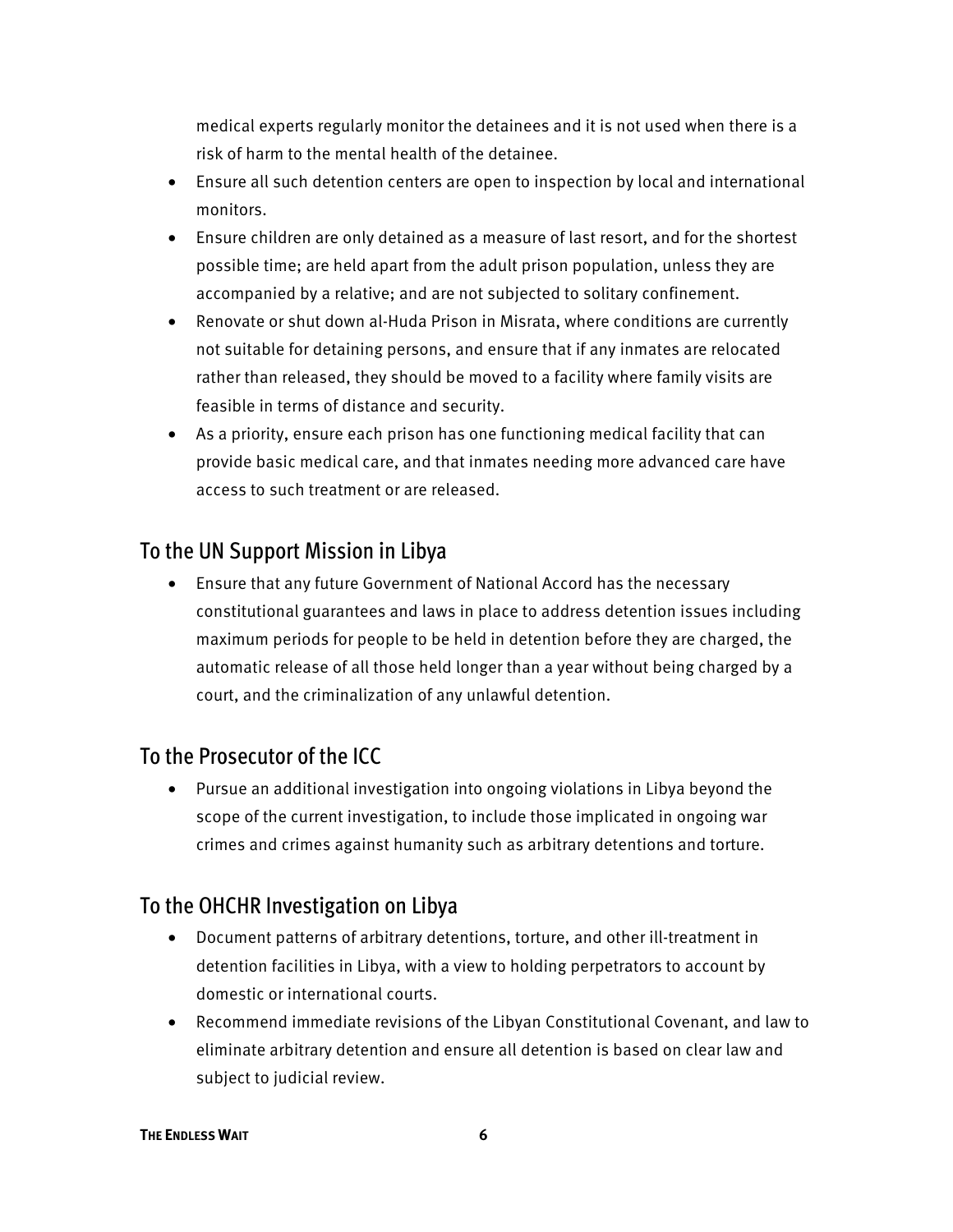medical experts regularly monitor the detainees and it is not used when there is a risk of harm to the mental health of the detainee.

- Ensure all such detention centers are open to inspection by local and international monitors.
- Ensure children are only detained as a measure of last resort, and for the shortest possible time; are held apart from the adult prison population, unless they are accompanied by a relative; and are not subjected to solitary confinement.
- Renovate or shut down al-Huda Prison in Misrata, where conditions are currently not suitable for detaining persons, and ensure that if any inmates are relocated rather than released, they should be moved to a facility where family visits are feasible in terms of distance and security.
- As a priority, ensure each prison has one functioning medical facility that can provide basic medical care, and that inmates needing more advanced care have access to such treatment or are released.

## To the UN Support Mission in Libya

- Ensure that any future Government of National Accord has the necessary constitutional guarantees and laws in place to address detention issues including maximum periods for people to be held in detention before they are charged, the automatic release of all those held longer than a year without being charged by a court, and the criminalization of any unlawful detention.

## To the Prosecutor of the ICC

- Pursue an additional investigation into ongoing violations in Libya beyond the scope of the current investigation, to include those implicated in ongoing war crimes and crimes against humanity such as arbitrary detentions and torture.

## To the OHCHR Investigation on Libya

- Document patterns of arbitrary detentions, torture, and other ill-treatment in detention facilities in Libya, with a view to holding perpetrators to account by domestic or international courts.
- Recommend immediate revisions of the Libyan Constitutional Covenant, and law to eliminate arbitrary detention and ensure all detention is based on clear law and subject to judicial review.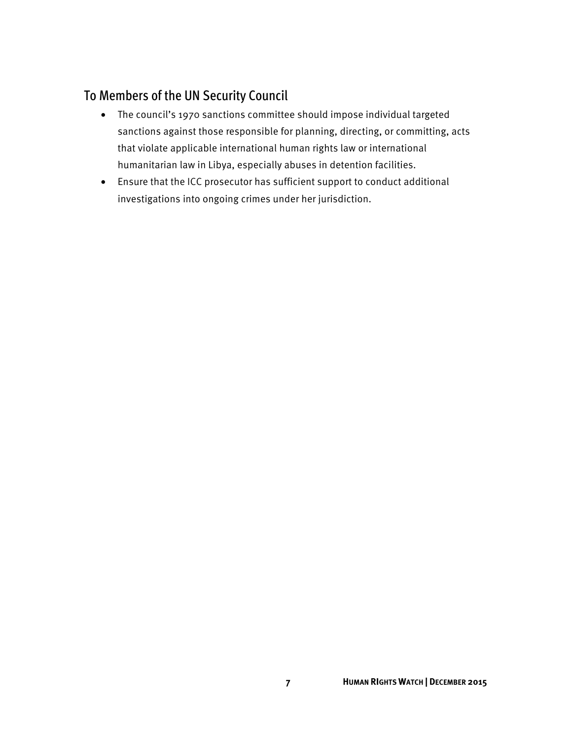## To Members of the UN Security Council

- The council's 1970 sanctions committee should impose individual targeted sanctions against those responsible for planning, directing, or committing, acts that violate applicable international human rights law or international humanitarian law in Libya, especially abuses in detention facilities.
- Ensure that the ICC prosecutor has sufficient support to conduct additional investigations into ongoing crimes under her jurisdiction.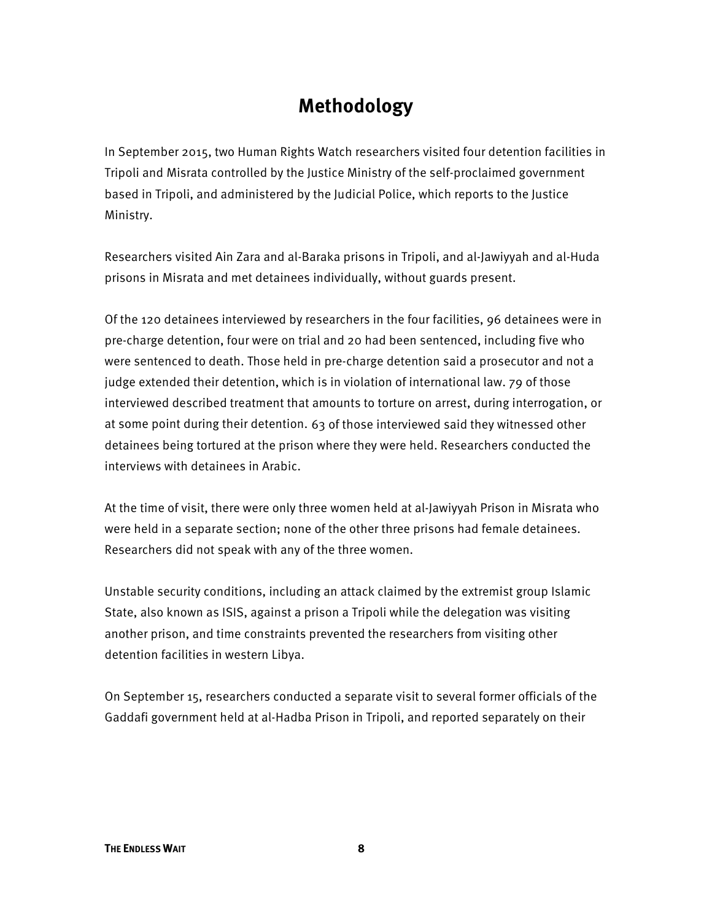# Methodology

In September 2015, two Human Rights Watch researchers visited four detention facilities in Tripoli and Misrata controlled by the Justice Ministry of the self-proclaimed government based in Tripoli, and administered by the Judicial Police, which reports to the Justice Ministry.

Researchers visited Ain Zara and al-Baraka prisons in Tripoli, and al-Jawiyyah and al-Huda prisons in Misrata and met detainees individually, without guards present.

Of the 120 detainees interviewed by researchers in the four facilities, 96 detainees were in pre-charge detention, four were on trial and 20 had been sentenced, including five who were sentenced to death. Those held in pre-charge detention said a prosecutor and not a judge extended their detention, which is in violation of international law. 79 of those interviewed described treatment that amounts to torture on arrest, during interrogation, or at some point during their detention. 63 of those interviewed said they witnessed other detainees being tortured at the prison where they were held. Researchers conducted the interviews with detainees in Arabic.

At the time of visit, there were only three women held at al-Jawiyyah Prison in Misrata who were held in a separate section; none of the other three prisons had female detainees. Researchers did not speak with any of the three women.

Unstable security conditions, including an attack claimed by the extremist group Islamic State, also known as ISIS, against a prison a Tripoli while the delegation was visiting another prison, and time constraints prevented the researchers from visiting other detention facilities in western Libya.

On September 15, researchers conducted a separate visit to several former officials of the Gaddafi government held at al-Hadba Prison in Tripoli, and reported separately on their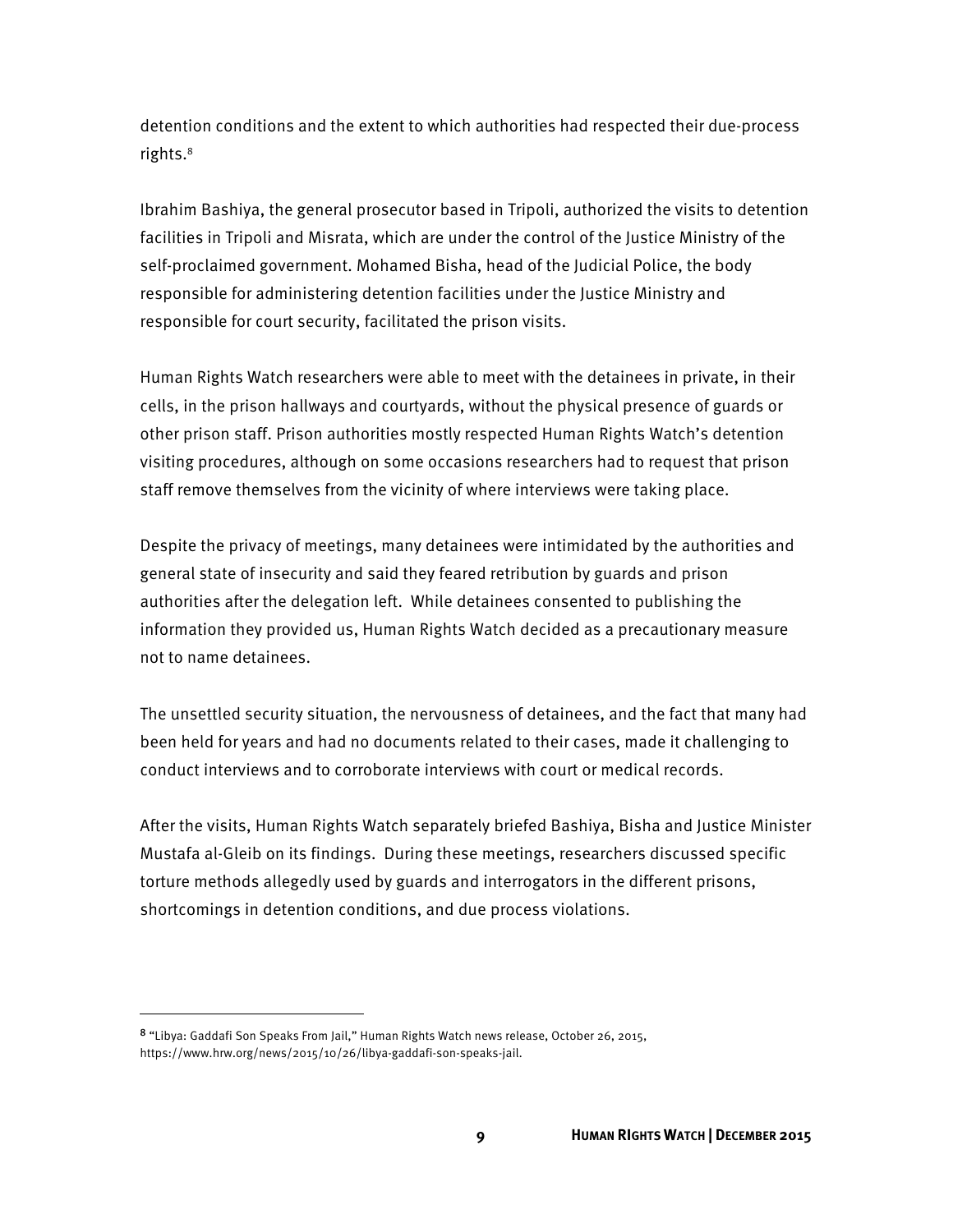detention conditions and the extent to which authorities had respected their due-process rights.[8]

Ibrahim Bashiya, the general prosecutor based in Tripoli, authorized the visits to detention facilities in Tripoli and Misrata, which are under the control of the Justice Ministry of the self-proclaimed government. Mohamed Bisha, head of the Judicial Police, the body responsible for administering detention facilities under the Justice Ministry and responsible for court security, facilitated the prison visits.

Human Rights Watch researchers were able to meet with the detainees in private, in their cells, in the prison hallways and courtyards, without the physical presence of guards or other prison staff. Prison authorities mostly respected Human Rights Watch's detention visiting procedures, although on some occasions researchers had to request that prison staff remove themselves from the vicinity of where interviews were taking place.

Despite the privacy of meetings, many detainees were intimidated by the authorities and general state of insecurity and said they feared retribution by guards and prison authorities after the delegation left. While detainees consented to publishing the information they provided us, Human Rights Watch decided as a precautionary measure not to name detainees.

The unsettled security situation, the nervousness of detainees, and the fact that many had been held for years and had no documents related to their cases, made it challenging to conduct interviews and to corroborate interviews with court or medical records.

After the visits, Human Rights Watch separately briefed Bashiya, Bisha and Justice Minister Mustafa al-Gleib on its findings. During these meetings, researchers discussed specific torture methods allegedly used by guards and interrogators in the different prisons, shortcomings in detention conditions, and due process violations.

---

[8] "Libya: Gaddafi Son Speaks From Jail," Human Rights Watch news release, October 26, 2015, https://www.hrw.org/news/2015/10/26/libya-gaddafi-son-speaks-jail.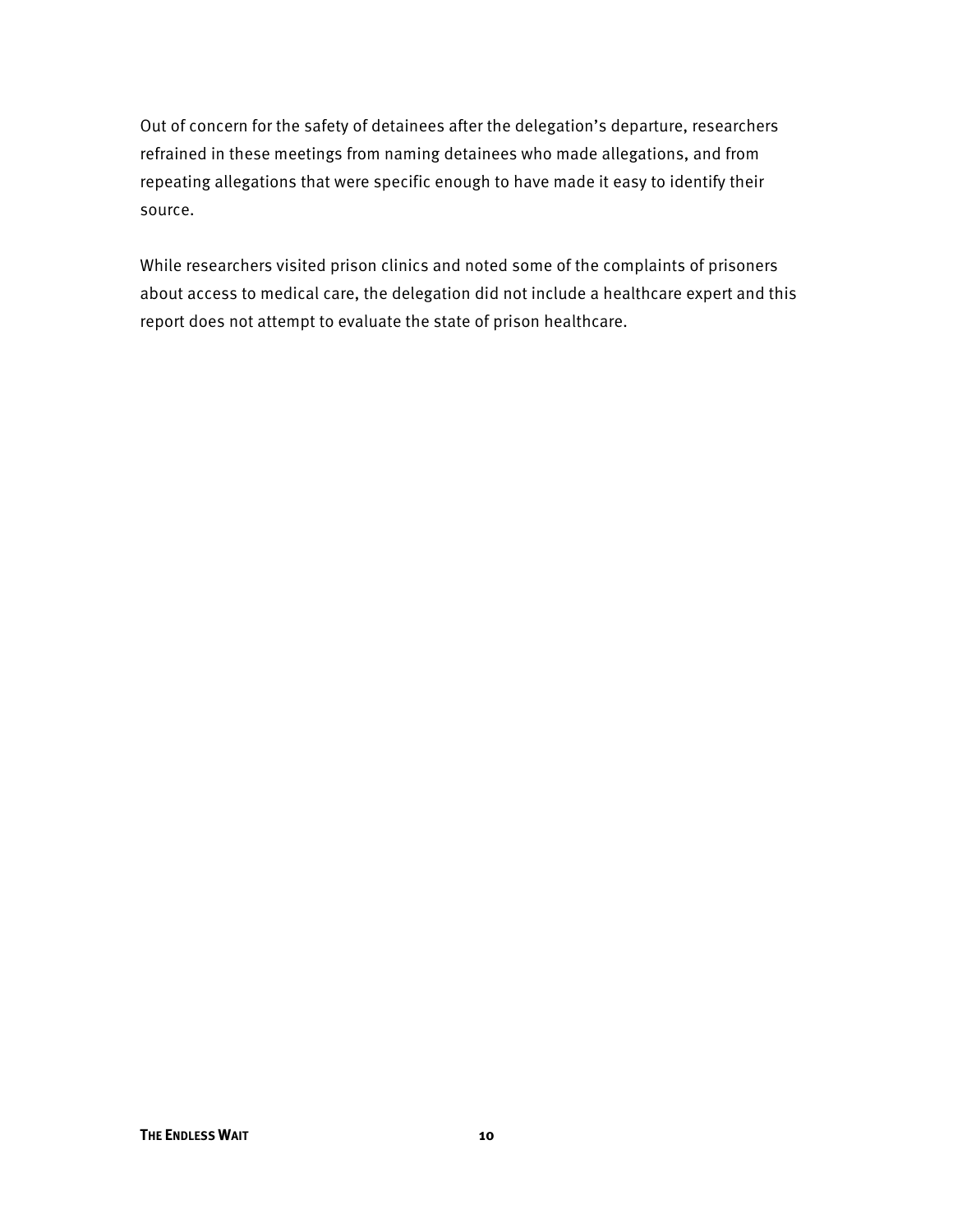Out of concern for the safety of detainees after the delegation's departure, researchers refrained in these meetings from naming detainees who made allegations, and from repeating allegations that were specific enough to have made it easy to identify their source.

While researchers visited prison clinics and noted some of the complaints of prisoners about access to medical care, the delegation did not include a healthcare expert and this report does not attempt to evaluate the state of prison healthcare.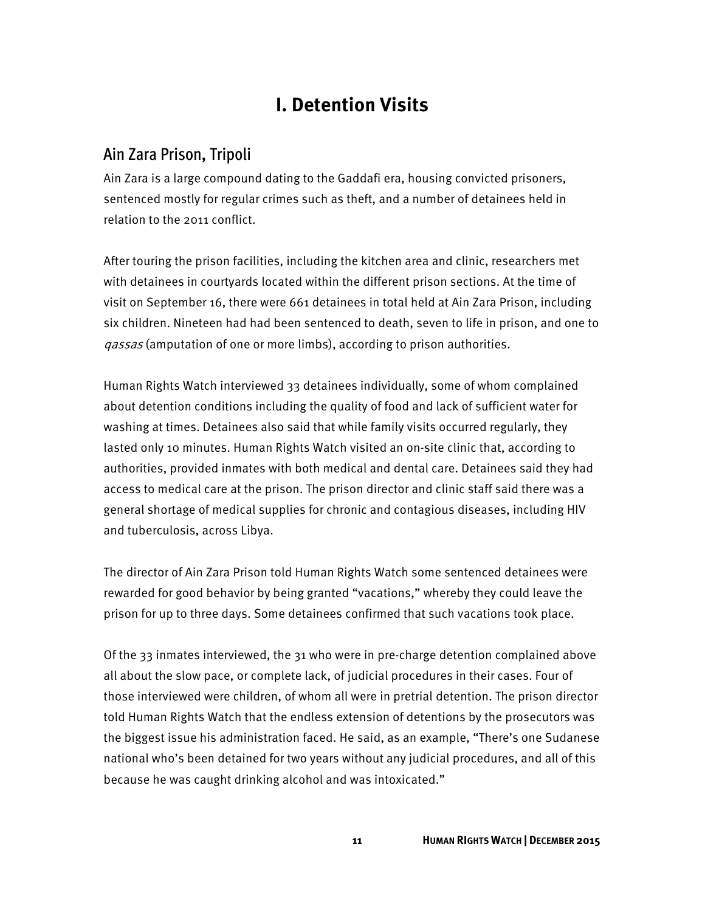# I. Detention Visits

## Ain Zara Prison, Tripoli

Ain Zara is a large compound dating to the Gaddafi era, housing convicted prisoners, sentenced mostly for regular crimes such as theft, and a number of detainees held in relation to the 2011 conflict.

After touring the prison facilities, including the kitchen area and clinic, researchers met with detainees in courtyards located within the different prison sections. At the time of visit on September 16, there were 661 detainees in total held at Ain Zara Prison, including six children. Nineteen had had been sentenced to death, seven to life in prison, and one to *qassas* (amputation of one or more limbs), according to prison authorities.

Human Rights Watch interviewed 33 detainees individually, some of whom complained about detention conditions including the quality of food and lack of sufficient water for washing at times. Detainees also said that while family visits occurred regularly, they lasted only 10 minutes. Human Rights Watch visited an on-site clinic that, according to authorities, provided inmates with both medical and dental care. Detainees said they had access to medical care at the prison. The prison director and clinic staff said there was a general shortage of medical supplies for chronic and contagious diseases, including HIV and tuberculosis, across Libya.

The director of Ain Zara Prison told Human Rights Watch some sentenced detainees were rewarded for good behavior by being granted "vacations," whereby they could leave the prison for up to three days. Some detainees confirmed that such vacations took place.

Of the 33 inmates interviewed, the 31 who were in pre-charge detention complained above all about the slow pace, or complete lack, of judicial procedures in their cases. Four of those interviewed were children, of whom all were in pretrial detention. The prison director told Human Rights Watch that the endless extension of detentions by the prosecutors was the biggest issue his administration faced. He said, as an example, "There's one Sudanese national who's been detained for two years without any judicial procedures, and all of this because he was caught drinking alcohol and was intoxicated."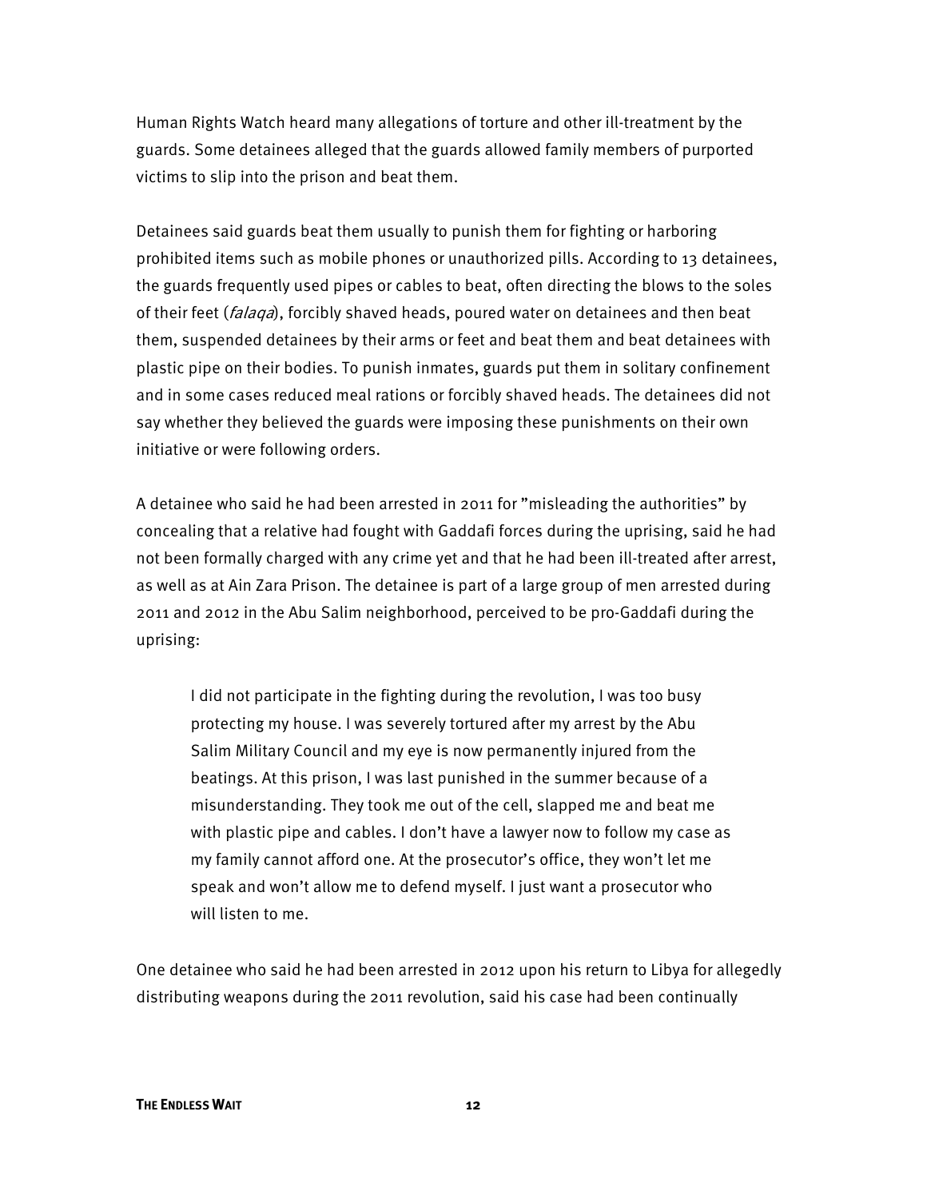Human Rights Watch heard many allegations of torture and other ill-treatment by the guards. Some detainees alleged that the guards allowed family members of purported victims to slip into the prison and beat them.

Detainees said guards beat them usually to punish them for fighting or harboring prohibited items such as mobile phones or unauthorized pills. According to 13 detainees, the guards frequently used pipes or cables to beat, often directing the blows to the soles of their feet (*falaqa*), forcibly shaved heads, poured water on detainees and then beat them, suspended detainees by their arms or feet and beat them and beat detainees with plastic pipe on their bodies. To punish inmates, guards put them in solitary confinement and in some cases reduced meal rations or forcibly shaved heads. The detainees did not say whether they believed the guards were imposing these punishments on their own initiative or were following orders.

A detainee who said he had been arrested in 2011 for "misleading the authorities" by concealing that a relative had fought with Gaddafi forces during the uprising, said he had not been formally charged with any crime yet and that he had been ill-treated after arrest, as well as at Ain Zara Prison. The detainee is part of a large group of men arrested during 2011 and 2012 in the Abu Salim neighborhood, perceived to be pro-Gaddafi during the uprising:

> I did not participate in the fighting during the revolution, I was too busy protecting my house. I was severely tortured after my arrest by the Abu Salim Military Council and my eye is now permanently injured from the beatings. At this prison, I was last punished in the summer because of a misunderstanding. They took me out of the cell, slapped me and beat me with plastic pipe and cables. I don't have a lawyer now to follow my case as my family cannot afford one. At the prosecutor's office, they won't let me speak and won't allow me to defend myself. I just want a prosecutor who will listen to me.

One detainee who said he had been arrested in 2012 upon his return to Libya for allegedly distributing weapons during the 2011 revolution, said his case had been continually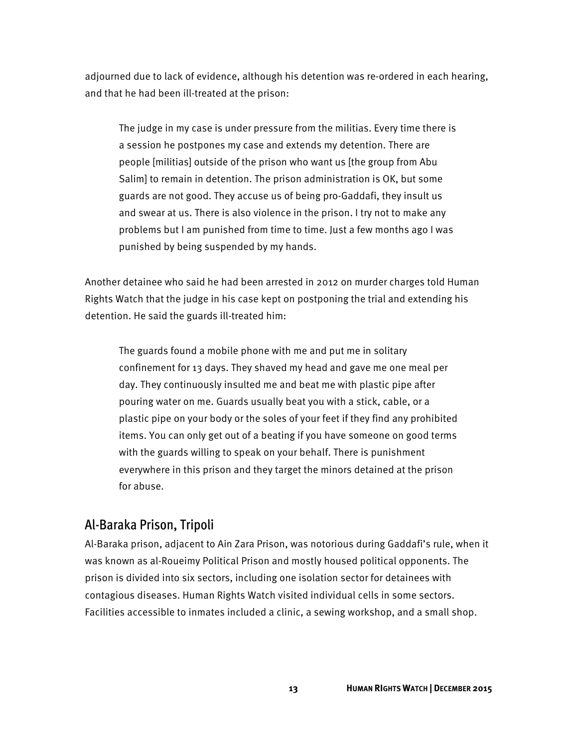adjourned due to lack of evidence, although his detention was re-ordered in each hearing, and that he had been ill-treated at the prison:

> The judge in my case is under pressure from the militias. Every time there is a session he postpones my case and extends my detention. There are people [militias] outside of the prison who want us [the group from Abu Salim] to remain in detention. The prison administration is OK, but some guards are not good. They accuse us of being pro-Gaddafi, they insult us and swear at us. There is also violence in the prison. I try not to make any problems but I am punished from time to time. Just a few months ago I was punished by being suspended by my hands.

Another detainee who said he had been arrested in 2012 on murder charges told Human Rights Watch that the judge in his case kept on postponing the trial and extending his detention. He said the guards ill-treated him:

> The guards found a mobile phone with me and put me in solitary confinement for 13 days. They shaved my head and gave me one meal per day. They continuously insulted me and beat me with plastic pipe after pouring water on me. Guards usually beat you with a stick, cable, or a plastic pipe on your body or the soles of your feet if they find any prohibited items. You can only get out of a beating if you have someone on good terms with the guards willing to speak on your behalf. There is punishment everywhere in this prison and they target the minors detained at the prison for abuse.

## Al-Baraka Prison, Tripoli

Al-Baraka prison, adjacent to Ain Zara Prison, was notorious during Gaddafi's rule, when it was known as al-Roueimy Political Prison and mostly housed political opponents. The prison is divided into six sectors, including one isolation sector for detainees with contagious diseases. Human Rights Watch visited individual cells in some sectors. Facilities accessible to inmates included a clinic, a sewing workshop, and a small shop.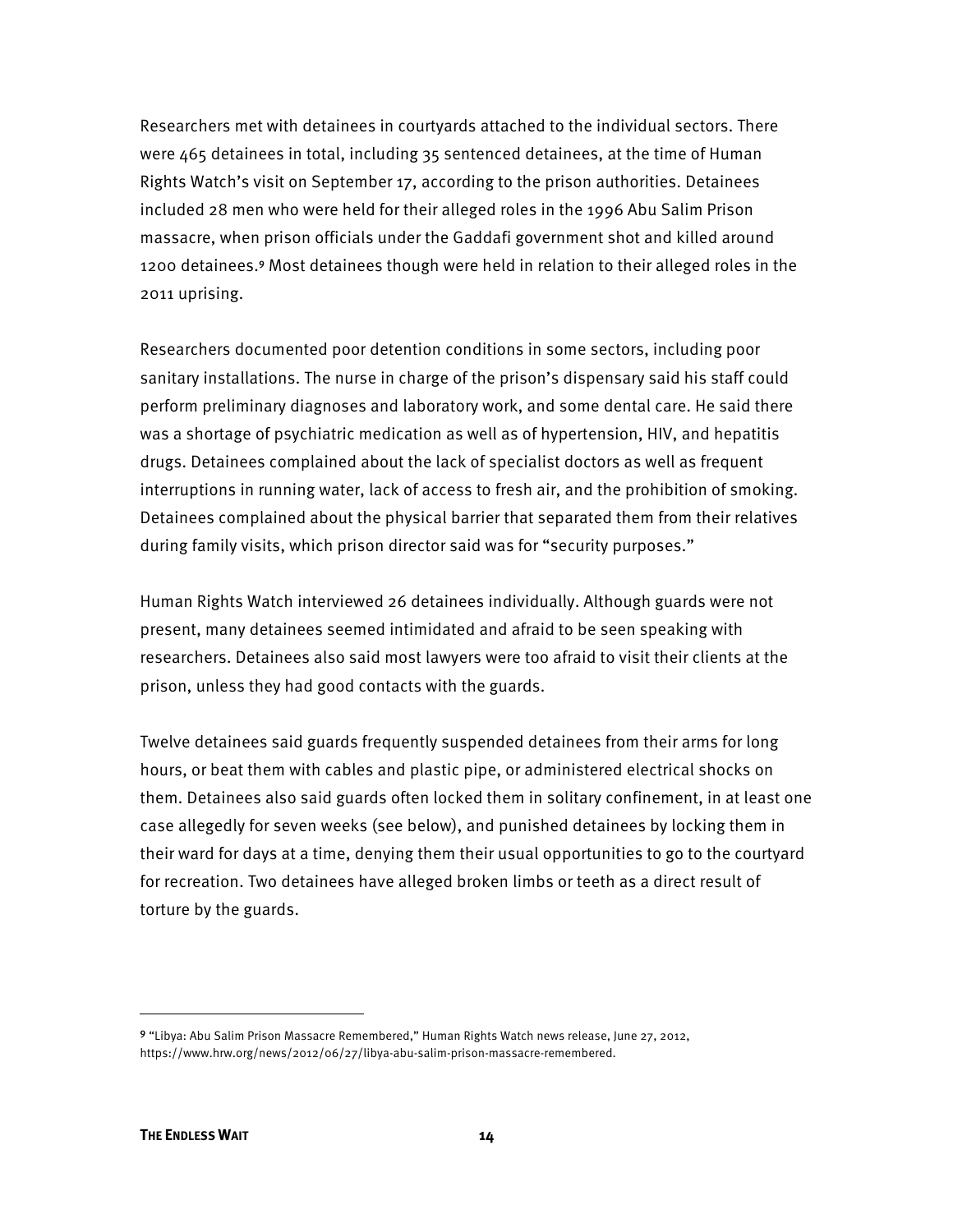Researchers met with detainees in courtyards attached to the individual sectors. There were 465 detainees in total, including 35 sentenced detainees, at the time of Human Rights Watch's visit on September 17, according to the prison authorities. Detainees included 28 men who were held for their alleged roles in the 1996 Abu Salim Prison massacre, when prison officials under the Gaddafi government shot and killed around 1200 detainees.[9] Most detainees though were held in relation to their alleged roles in the 2011 uprising.

Researchers documented poor detention conditions in some sectors, including poor sanitary installations. The nurse in charge of the prison's dispensary said his staff could perform preliminary diagnoses and laboratory work, and some dental care. He said there was a shortage of psychiatric medication as well as of hypertension, HIV, and hepatitis drugs. Detainees complained about the lack of specialist doctors as well as frequent interruptions in running water, lack of access to fresh air, and the prohibition of smoking. Detainees complained about the physical barrier that separated them from their relatives during family visits, which prison director said was for "security purposes."

Human Rights Watch interviewed 26 detainees individually. Although guards were not present, many detainees seemed intimidated and afraid to be seen speaking with researchers. Detainees also said most lawyers were too afraid to visit their clients at the prison, unless they had good contacts with the guards.

Twelve detainees said guards frequently suspended detainees from their arms for long hours, or beat them with cables and plastic pipe, or administered electrical shocks on them. Detainees also said guards often locked them in solitary confinement, in at least one case allegedly for seven weeks (see below), and punished detainees by locking them in their ward for days at a time, denying them their usual opportunities to go to the courtyard for recreation. Two detainees have alleged broken limbs or teeth as a direct result of torture by the guards.

---

[9] "Libya: Abu Salim Prison Massacre Remembered," Human Rights Watch news release, June 27, 2012, https://www.hrw.org/news/2012/06/27/libya-abu-salim-prison-massacre-remembered.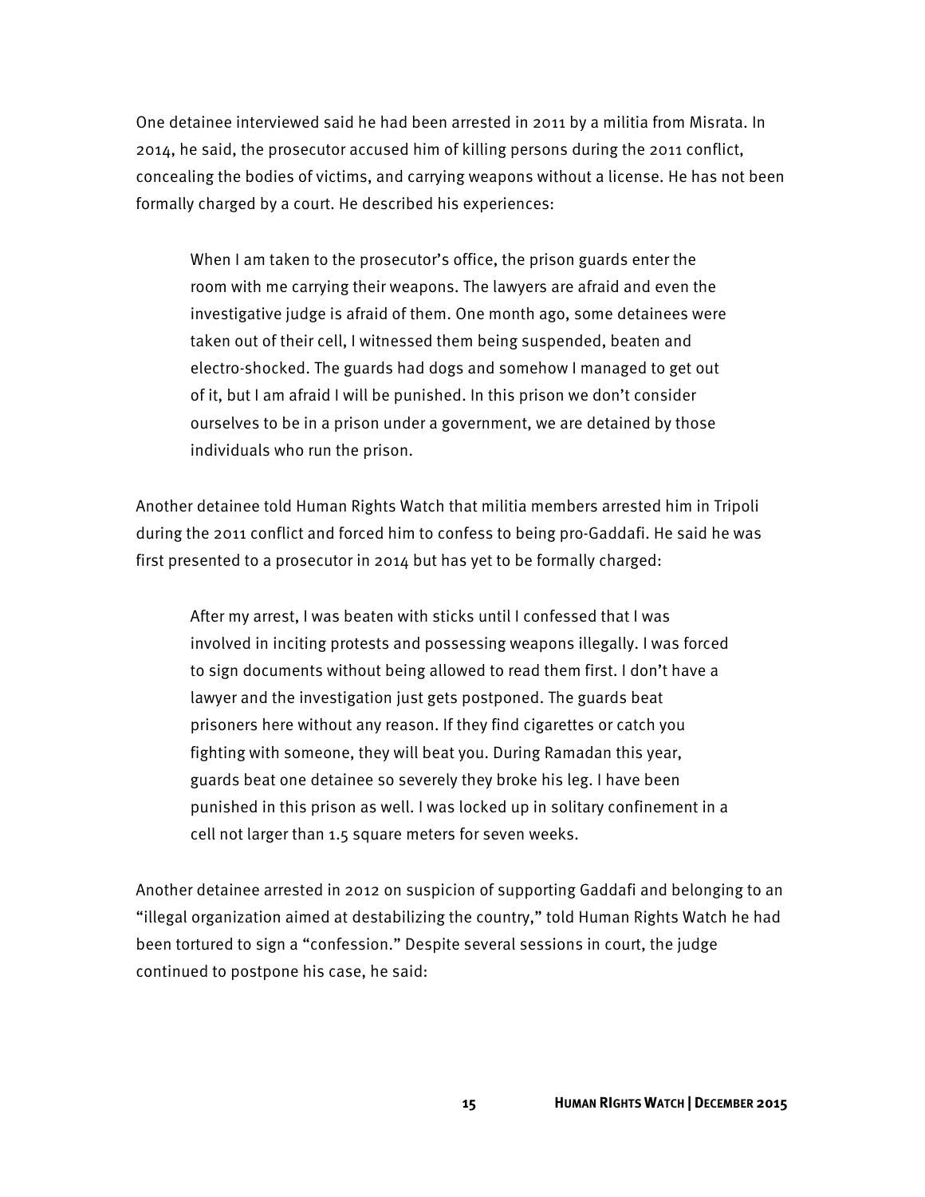One detainee interviewed said he had been arrested in 2011 by a militia from Misrata. In 2014, he said, the prosecutor accused him of killing persons during the 2011 conflict, concealing the bodies of victims, and carrying weapons without a license. He has not been formally charged by a court. He described his experiences:

> When I am taken to the prosecutor's office, the prison guards enter the room with me carrying their weapons. The lawyers are afraid and even the investigative judge is afraid of them. One month ago, some detainees were taken out of their cell, I witnessed them being suspended, beaten and electro-shocked. The guards had dogs and somehow I managed to get out of it, but I am afraid I will be punished. In this prison we don't consider ourselves to be in a prison under a government, we are detained by those individuals who run the prison.

Another detainee told Human Rights Watch that militia members arrested him in Tripoli during the 2011 conflict and forced him to confess to being pro-Gaddafi. He said he was first presented to a prosecutor in 2014 but has yet to be formally charged:

> After my arrest, I was beaten with sticks until I confessed that I was involved in inciting protests and possessing weapons illegally. I was forced to sign documents without being allowed to read them first. I don't have a lawyer and the investigation just gets postponed. The guards beat prisoners here without any reason. If they find cigarettes or catch you fighting with someone, they will beat you. During Ramadan this year, guards beat one detainee so severely they broke his leg. I have been punished in this prison as well. I was locked up in solitary confinement in a cell not larger than 1.5 square meters for seven weeks.

Another detainee arrested in 2012 on suspicion of supporting Gaddafi and belonging to an "illegal organization aimed at destabilizing the country," told Human Rights Watch he had been tortured to sign a "confession." Despite several sessions in court, the judge continued to postpone his case, he said: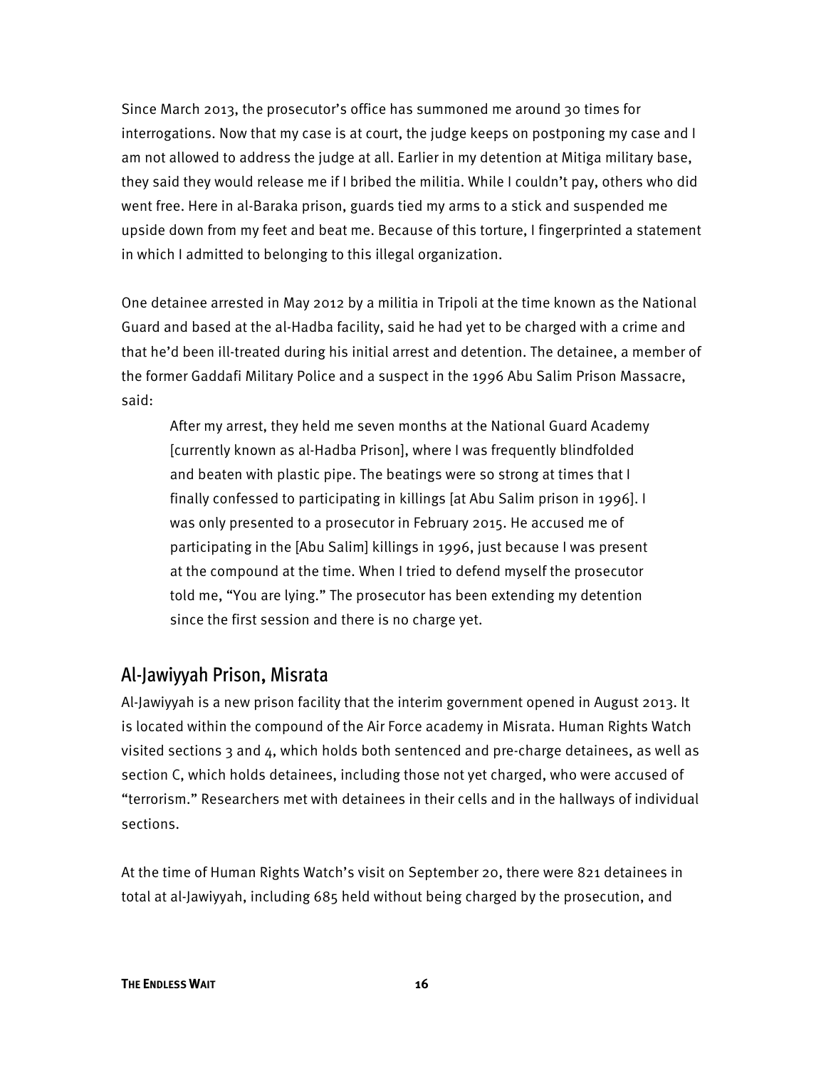Since March 2013, the prosecutor's office has summoned me around 30 times for interrogations. Now that my case is at court, the judge keeps on postponing my case and I am not allowed to address the judge at all. Earlier in my detention at Mitiga military base, they said they would release me if I bribed the militia. While I couldn't pay, others who did went free. Here in al-Baraka prison, guards tied my arms to a stick and suspended me upside down from my feet and beat me. Because of this torture, I fingerprinted a statement in which I admitted to belonging to this illegal organization.

One detainee arrested in May 2012 by a militia in Tripoli at the time known as the National Guard and based at the al-Hadba facility, said he had yet to be charged with a crime and that he'd been ill-treated during his initial arrest and detention. The detainee, a member of the former Gaddafi Military Police and a suspect in the 1996 Abu Salim Prison Massacre, said:

> After my arrest, they held me seven months at the National Guard Academy [currently known as al-Hadba Prison], where I was frequently blindfolded and beaten with plastic pipe. The beatings were so strong at times that I finally confessed to participating in killings [at Abu Salim prison in 1996]. I was only presented to a prosecutor in February 2015. He accused me of participating in the [Abu Salim] killings in 1996, just because I was present at the compound at the time. When I tried to defend myself the prosecutor told me, "You are lying." The prosecutor has been extending my detention since the first session and there is no charge yet.

## Al-Jawiyyah Prison, Misrata

Al-Jawiyyah is a new prison facility that the interim government opened in August 2013. It is located within the compound of the Air Force academy in Misrata. Human Rights Watch visited sections 3 and 4, which holds both sentenced and pre-charge detainees, as well as section C, which holds detainees, including those not yet charged, who were accused of "terrorism." Researchers met with detainees in their cells and in the hallways of individual sections.

At the time of Human Rights Watch's visit on September 20, there were 821 detainees in total at al-Jawiyyah, including 685 held without being charged by the prosecution, and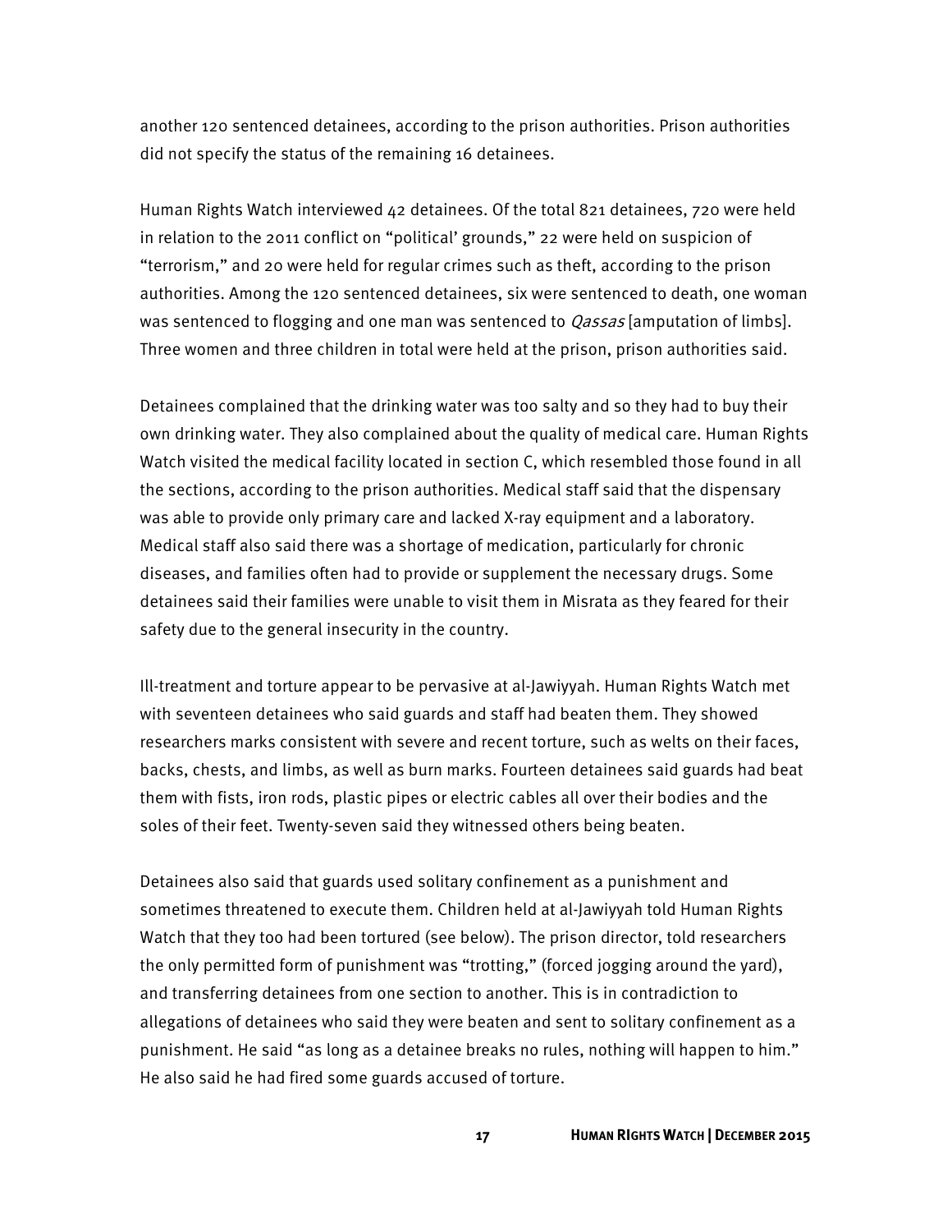another 120 sentenced detainees, according to the prison authorities. Prison authorities did not specify the status of the remaining 16 detainees.

Human Rights Watch interviewed 42 detainees. Of the total 821 detainees, 720 were held in relation to the 2011 conflict on "political' grounds," 22 were held on suspicion of "terrorism," and 20 were held for regular crimes such as theft, according to the prison authorities. Among the 120 sentenced detainees, six were sentenced to death, one woman was sentenced to flogging and one man was sentenced to *Qassas* [amputation of limbs]. Three women and three children in total were held at the prison, prison authorities said.

Detainees complained that the drinking water was too salty and so they had to buy their own drinking water. They also complained about the quality of medical care. Human Rights Watch visited the medical facility located in section C, which resembled those found in all the sections, according to the prison authorities. Medical staff said that the dispensary was able to provide only primary care and lacked X-ray equipment and a laboratory. Medical staff also said there was a shortage of medication, particularly for chronic diseases, and families often had to provide or supplement the necessary drugs. Some detainees said their families were unable to visit them in Misrata as they feared for their safety due to the general insecurity in the country.

Ill-treatment and torture appear to be pervasive at al-Jawiyyah. Human Rights Watch met with seventeen detainees who said guards and staff had beaten them. They showed researchers marks consistent with severe and recent torture, such as welts on their faces, backs, chests, and limbs, as well as burn marks. Fourteen detainees said guards had beat them with fists, iron rods, plastic pipes or electric cables all over their bodies and the soles of their feet. Twenty-seven said they witnessed others being beaten.

Detainees also said that guards used solitary confinement as a punishment and sometimes threatened to execute them. Children held at al-Jawiyyah told Human Rights Watch that they too had been tortured (see below). The prison director, told researchers the only permitted form of punishment was "trotting," (forced jogging around the yard), and transferring detainees from one section to another. This is in contradiction to allegations of detainees who said they were beaten and sent to solitary confinement as a punishment. He said "as long as a detainee breaks no rules, nothing will happen to him." He also said he had fired some guards accused of torture.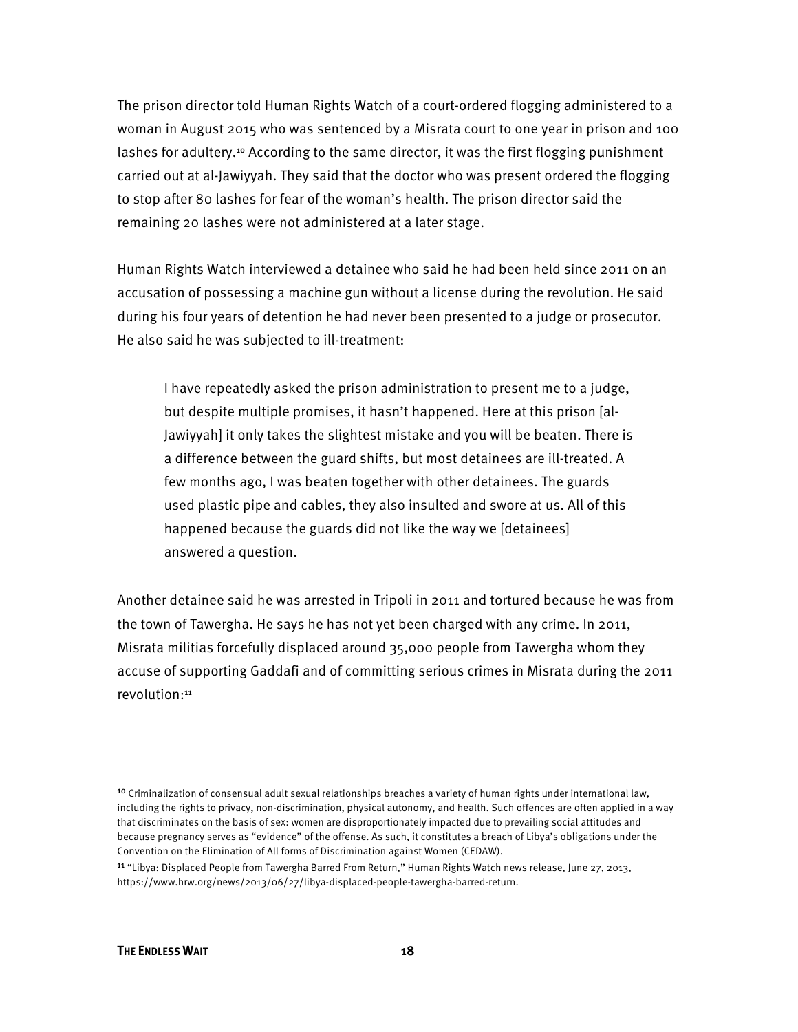The prison director told Human Rights Watch of a court-ordered flogging administered to a woman in August 2015 who was sentenced by a Misrata court to one year in prison and 100 lashes for adultery.[10] According to the same director, it was the first flogging punishment carried out at al-Jawiyyah. They said that the doctor who was present ordered the flogging to stop after 80 lashes for fear of the woman's health. The prison director said the remaining 20 lashes were not administered at a later stage.

Human Rights Watch interviewed a detainee who said he had been held since 2011 on an accusation of possessing a machine gun without a license during the revolution. He said during his four years of detention he had never been presented to a judge or prosecutor. He also said he was subjected to ill-treatment:

> I have repeatedly asked the prison administration to present me to a judge, but despite multiple promises, it hasn't happened. Here at this prison [al-Jawiyyah] it only takes the slightest mistake and you will be beaten. There is a difference between the guard shifts, but most detainees are ill-treated. A few months ago, I was beaten together with other detainees. The guards used plastic pipe and cables, they also insulted and swore at us. All of this happened because the guards did not like the way we [detainees] answered a question.

Another detainee said he was arrested in Tripoli in 2011 and tortured because he was from the town of Tawergha. He says he has not yet been charged with any crime. In 2011, Misrata militias forcefully displaced around 35,000 people from Tawergha whom they accuse of supporting Gaddafi and of committing serious crimes in Misrata during the 2011 revolution:[11]

---

[10] Criminalization of consensual adult sexual relationships breaches a variety of human rights under international law, including the rights to privacy, non-discrimination, physical autonomy, and health. Such offences are often applied in a way that discriminates on the basis of sex: women are disproportionately impacted due to prevailing social attitudes and because pregnancy serves as "evidence" of the offense. As such, it constitutes a breach of Libya's obligations under the Convention on the Elimination of All forms of Discrimination against Women (CEDAW).

[11] "Libya: Displaced People from Tawergha Barred From Return," Human Rights Watch news release, June 27, 2013, https://www.hrw.org/news/2013/06/27/libya-displaced-people-tawergha-barred-return.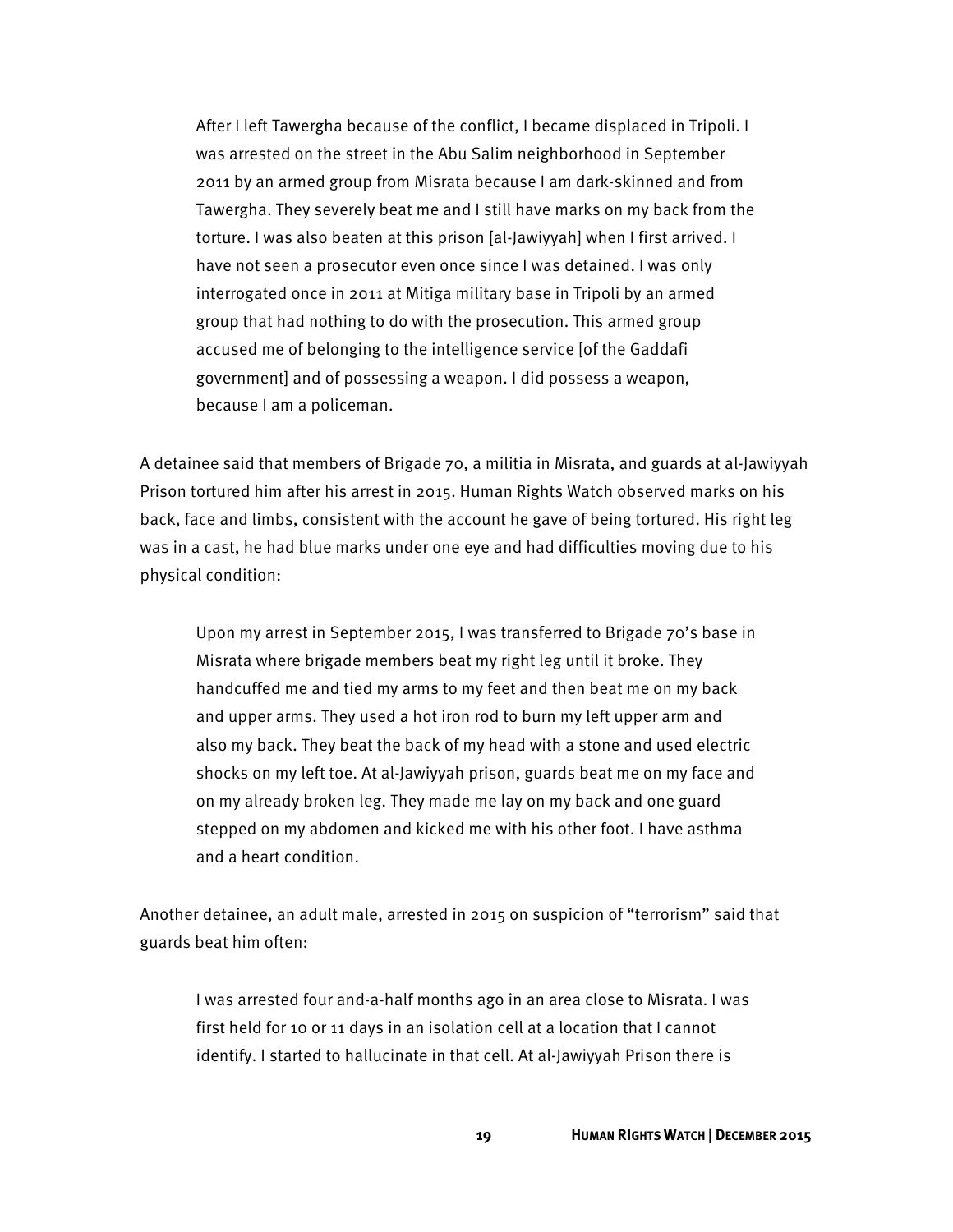> After I left Tawergha because of the conflict, I became displaced in Tripoli. I was arrested on the street in the Abu Salim neighborhood in September 2011 by an armed group from Misrata because I am dark-skinned and from Tawergha. They severely beat me and I still have marks on my back from the torture. I was also beaten at this prison [al-Jawiyyah] when I first arrived. I have not seen a prosecutor even once since I was detained. I was only interrogated once in 2011 at Mitiga military base in Tripoli by an armed group that had nothing to do with the prosecution. This armed group accused me of belonging to the intelligence service [of the Gaddafi government] and of possessing a weapon. I did possess a weapon, because I am a policeman.

A detainee said that members of Brigade 70, a militia in Misrata, and guards at al-Jawiyyah Prison tortured him after his arrest in 2015. Human Rights Watch observed marks on his back, face and limbs, consistent with the account he gave of being tortured. His right leg was in a cast, he had blue marks under one eye and had difficulties moving due to his physical condition:

> Upon my arrest in September 2015, I was transferred to Brigade 70's base in Misrata where brigade members beat my right leg until it broke. They handcuffed me and tied my arms to my feet and then beat me on my back and upper arms. They used a hot iron rod to burn my left upper arm and also my back. They beat the back of my head with a stone and used electric shocks on my left toe. At al-Jawiyyah prison, guards beat me on my face and on my already broken leg. They made me lay on my back and one guard stepped on my abdomen and kicked me with his other foot. I have asthma and a heart condition.

Another detainee, an adult male, arrested in 2015 on suspicion of "terrorism" said that guards beat him often:

> I was arrested four and-a-half months ago in an area close to Misrata. I was first held for 10 or 11 days in an isolation cell at a location that I cannot identify. I started to hallucinate in that cell. At al-Jawiyyah Prison there is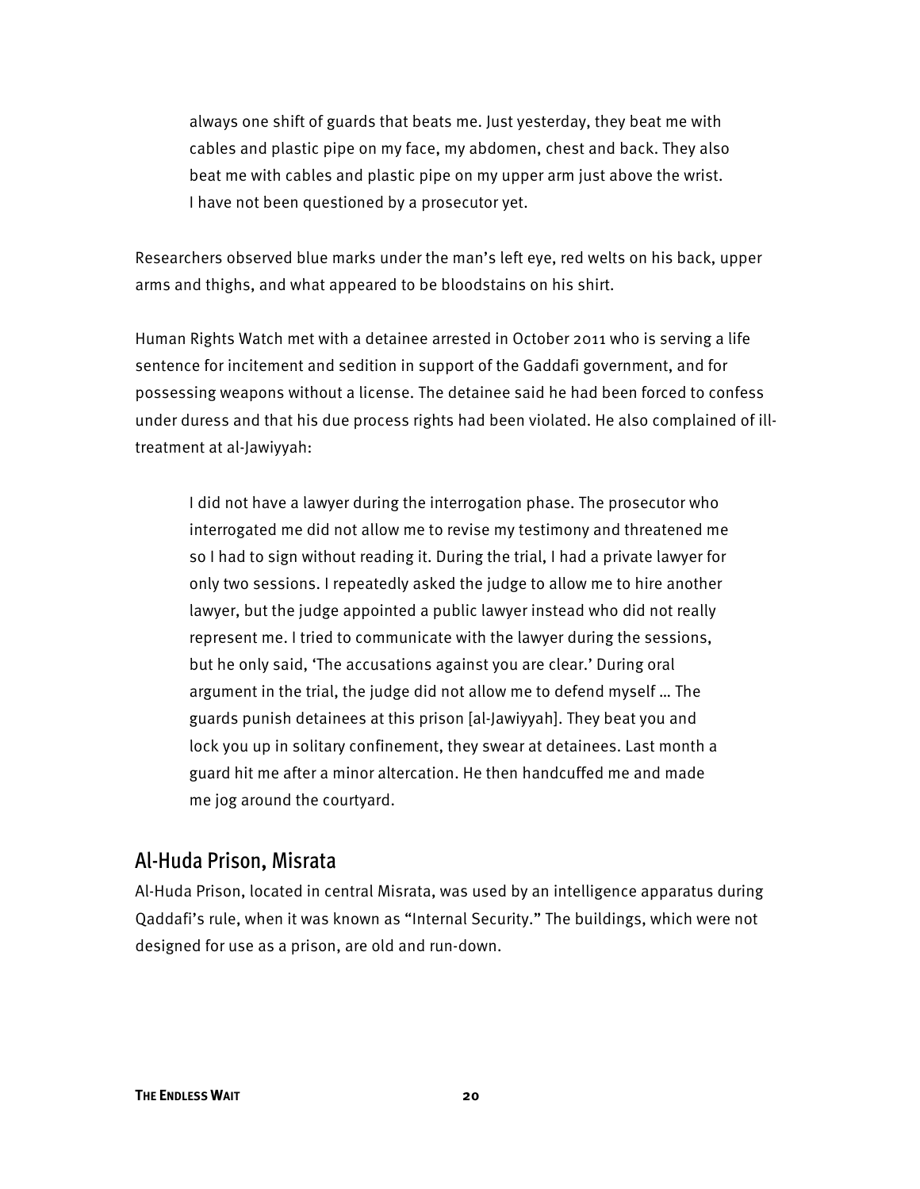> always one shift of guards that beats me. Just yesterday, they beat me with cables and plastic pipe on my face, my abdomen, chest and back. They also beat me with cables and plastic pipe on my upper arm just above the wrist. I have not been questioned by a prosecutor yet.

Researchers observed blue marks under the man's left eye, red welts on his back, upper arms and thighs, and what appeared to be bloodstains on his shirt.

Human Rights Watch met with a detainee arrested in October 2011 who is serving a life sentence for incitement and sedition in support of the Gaddafi government, and for possessing weapons without a license. The detainee said he had been forced to confess under duress and that his due process rights had been violated. He also complained of ill-treatment at al-Jawiyyah:

> I did not have a lawyer during the interrogation phase. The prosecutor who interrogated me did not allow me to revise my testimony and threatened me so I had to sign without reading it. During the trial, I had a private lawyer for only two sessions. I repeatedly asked the judge to allow me to hire another lawyer, but the judge appointed a public lawyer instead who did not really represent me. I tried to communicate with the lawyer during the sessions, but he only said, 'The accusations against you are clear.' During oral argument in the trial, the judge did not allow me to defend myself … The guards punish detainees at this prison [al-Jawiyyah]. They beat you and lock you up in solitary confinement, they swear at detainees. Last month a guard hit me after a minor altercation. He then handcuffed me and made me jog around the courtyard.

## Al-Huda Prison, Misrata

Al-Huda Prison, located in central Misrata, was used by an intelligence apparatus during Qaddafi's rule, when it was known as "Internal Security." The buildings, which were not designed for use as a prison, are old and run-down.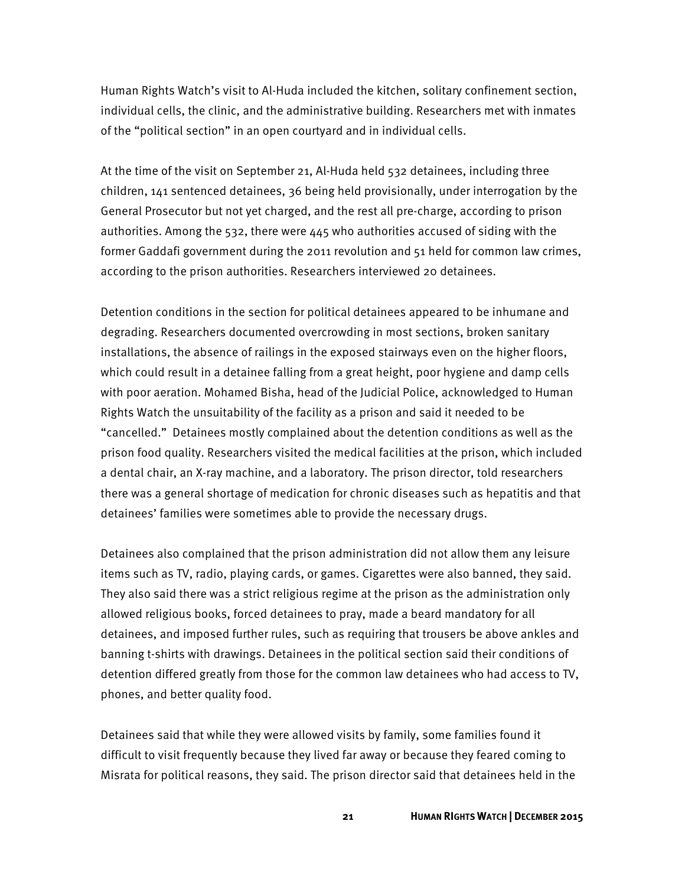Human Rights Watch's visit to Al-Huda included the kitchen, solitary confinement section, individual cells, the clinic, and the administrative building. Researchers met with inmates of the "political section" in an open courtyard and in individual cells.

At the time of the visit on September 21, Al-Huda held 532 detainees, including three children, 141 sentenced detainees, 36 being held provisionally, under interrogation by the General Prosecutor but not yet charged, and the rest all pre-charge, according to prison authorities. Among the 532, there were 445 who authorities accused of siding with the former Gaddafi government during the 2011 revolution and 51 held for common law crimes, according to the prison authorities. Researchers interviewed 20 detainees.

Detention conditions in the section for political detainees appeared to be inhumane and degrading. Researchers documented overcrowding in most sections, broken sanitary installations, the absence of railings in the exposed stairways even on the higher floors, which could result in a detainee falling from a great height, poor hygiene and damp cells with poor aeration. Mohamed Bisha, head of the Judicial Police, acknowledged to Human Rights Watch the unsuitability of the facility as a prison and said it needed to be "cancelled." Detainees mostly complained about the detention conditions as well as the prison food quality. Researchers visited the medical facilities at the prison, which included a dental chair, an X-ray machine, and a laboratory. The prison director, told researchers there was a general shortage of medication for chronic diseases such as hepatitis and that detainees' families were sometimes able to provide the necessary drugs.

Detainees also complained that the prison administration did not allow them any leisure items such as TV, radio, playing cards, or games. Cigarettes were also banned, they said. They also said there was a strict religious regime at the prison as the administration only allowed religious books, forced detainees to pray, made a beard mandatory for all detainees, and imposed further rules, such as requiring that trousers be above ankles and banning t-shirts with drawings. Detainees in the political section said their conditions of detention differed greatly from those for the common law detainees who had access to TV, phones, and better quality food.

Detainees said that while they were allowed visits by family, some families found it difficult to visit frequently because they lived far away or because they feared coming to Misrata for political reasons, they said. The prison director said that detainees held in the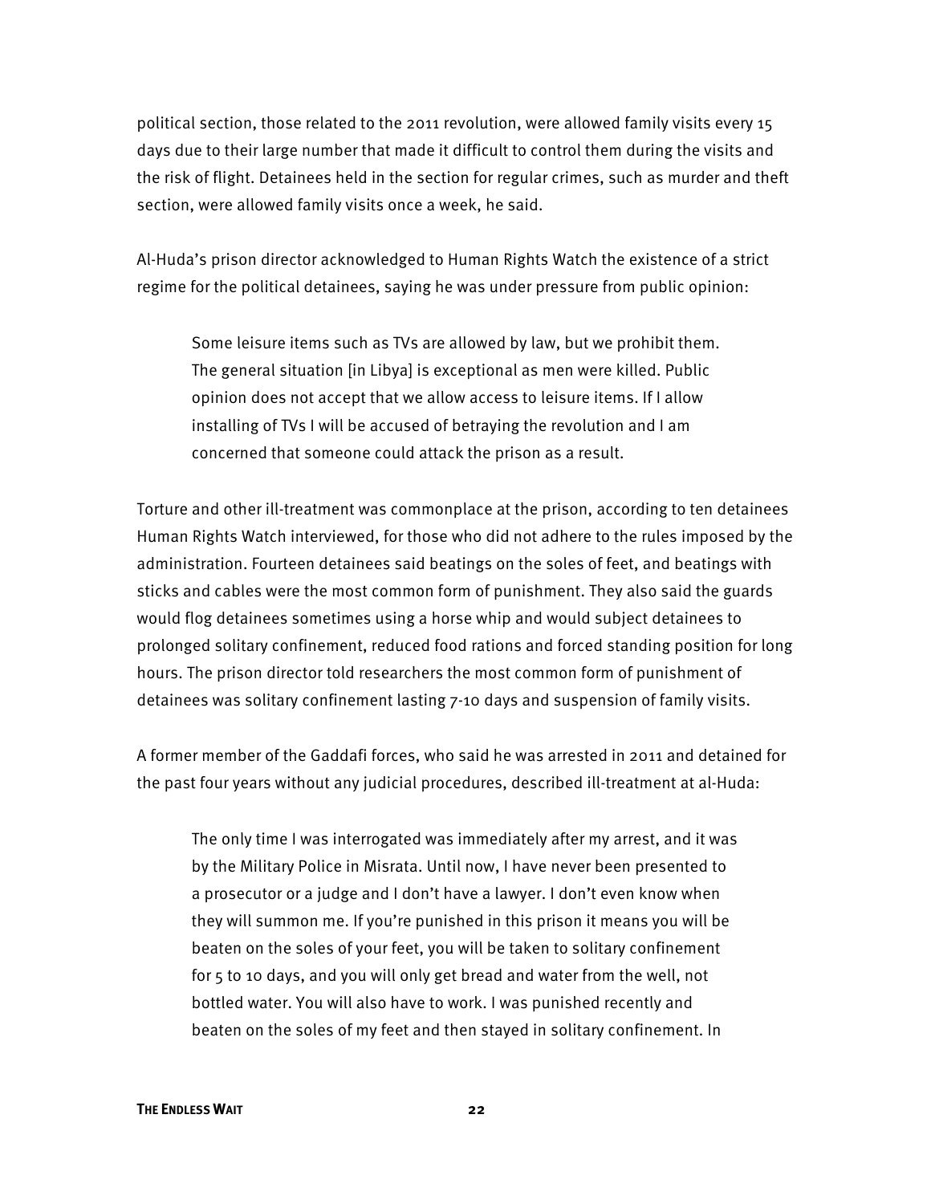political section, those related to the 2011 revolution, were allowed family visits every 15 days due to their large number that made it difficult to control them during the visits and the risk of flight. Detainees held in the section for regular crimes, such as murder and theft section, were allowed family visits once a week, he said.

Al-Huda's prison director acknowledged to Human Rights Watch the existence of a strict regime for the political detainees, saying he was under pressure from public opinion:

> Some leisure items such as TVs are allowed by law, but we prohibit them. The general situation [in Libya] is exceptional as men were killed. Public opinion does not accept that we allow access to leisure items. If I allow installing of TVs I will be accused of betraying the revolution and I am concerned that someone could attack the prison as a result.

Torture and other ill-treatment was commonplace at the prison, according to ten detainees Human Rights Watch interviewed, for those who did not adhere to the rules imposed by the administration. Fourteen detainees said beatings on the soles of feet, and beatings with sticks and cables were the most common form of punishment. They also said the guards would flog detainees sometimes using a horse whip and would subject detainees to prolonged solitary confinement, reduced food rations and forced standing position for long hours. The prison director told researchers the most common form of punishment of detainees was solitary confinement lasting 7-10 days and suspension of family visits.

A former member of the Gaddafi forces, who said he was arrested in 2011 and detained for the past four years without any judicial procedures, described ill-treatment at al-Huda:

> The only time I was interrogated was immediately after my arrest, and it was by the Military Police in Misrata. Until now, I have never been presented to a prosecutor or a judge and I don't have a lawyer. I don't even know when they will summon me. If you're punished in this prison it means you will be beaten on the soles of your feet, you will be taken to solitary confinement for 5 to 10 days, and you will only get bread and water from the well, not bottled water. You will also have to work. I was punished recently and beaten on the soles of my feet and then stayed in solitary confinement. In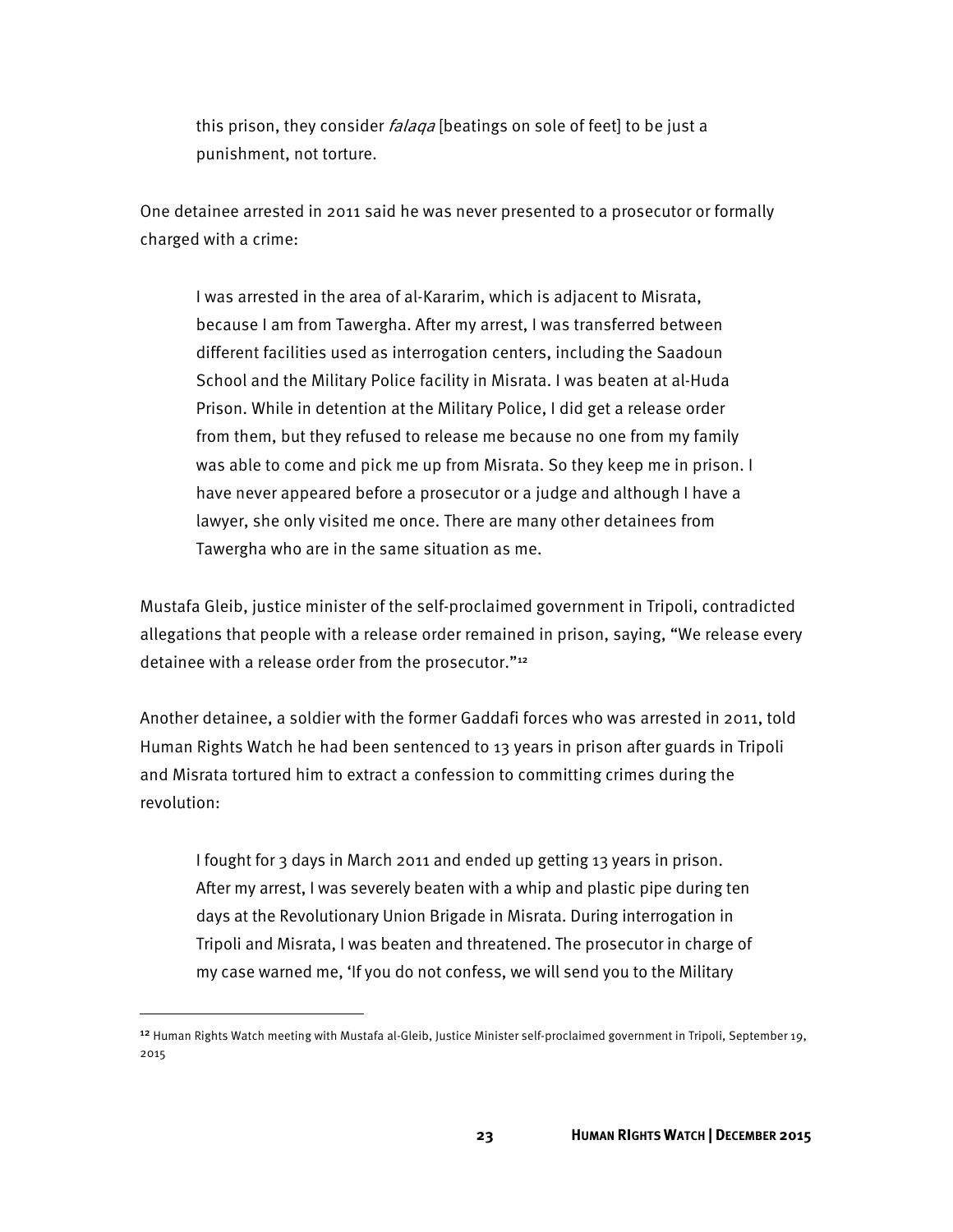> this prison, they consider *falaqa* [beatings on sole of feet] to be just a punishment, not torture.

One detainee arrested in 2011 said he was never presented to a prosecutor or formally charged with a crime:

> I was arrested in the area of al-Kararim, which is adjacent to Misrata, because I am from Tawergha. After my arrest, I was transferred between different facilities used as interrogation centers, including the Saadoun School and the Military Police facility in Misrata. I was beaten at al-Huda Prison. While in detention at the Military Police, I did get a release order from them, but they refused to release me because no one from my family was able to come and pick me up from Misrata. So they keep me in prison. I have never appeared before a prosecutor or a judge and although I have a lawyer, she only visited me once. There are many other detainees from Tawergha who are in the same situation as me.

Mustafa Gleib, justice minister of the self-proclaimed government in Tripoli, contradicted allegations that people with a release order remained in prison, saying, "We release every detainee with a release order from the prosecutor."[12]

Another detainee, a soldier with the former Gaddafi forces who was arrested in 2011, told Human Rights Watch he had been sentenced to 13 years in prison after guards in Tripoli and Misrata tortured him to extract a confession to committing crimes during the revolution:

> I fought for 3 days in March 2011 and ended up getting 13 years in prison. After my arrest, I was severely beaten with a whip and plastic pipe during ten days at the Revolutionary Union Brigade in Misrata. During interrogation in Tripoli and Misrata, I was beaten and threatened. The prosecutor in charge of my case warned me, 'If you do not confess, we will send you to the Military

---

[12] Human Rights Watch meeting with Mustafa al-Gleib, Justice Minister self-proclaimed government in Tripoli, September 19, 2015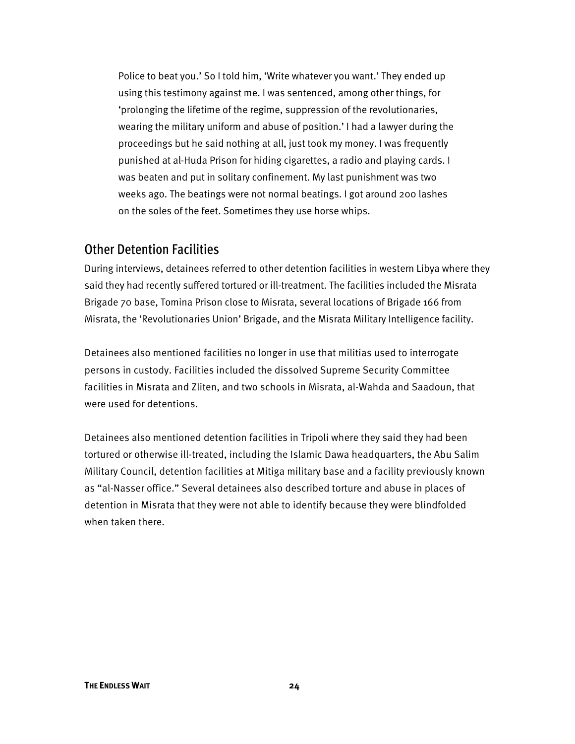Police to beat you.' So I told him, 'Write whatever you want.' They ended up using this testimony against me. I was sentenced, among other things, for 'prolonging the lifetime of the regime, suppression of the revolutionaries, wearing the military uniform and abuse of position.' I had a lawyer during the proceedings but he said nothing at all, just took my money. I was frequently punished at al-Huda Prison for hiding cigarettes, a radio and playing cards. I was beaten and put in solitary confinement. My last punishment was two weeks ago. The beatings were not normal beatings. I got around 200 lashes on the soles of the feet. Sometimes they use horse whips.

## Other Detention Facilities

During interviews, detainees referred to other detention facilities in western Libya where they said they had recently suffered tortured or ill-treatment. The facilities included the Misrata Brigade 70 base, Tomina Prison close to Misrata, several locations of Brigade 166 from Misrata, the 'Revolutionaries Union' Brigade, and the Misrata Military Intelligence facility.

Detainees also mentioned facilities no longer in use that militias used to interrogate persons in custody. Facilities included the dissolved Supreme Security Committee facilities in Misrata and Zliten, and two schools in Misrata, al-Wahda and Saadoun, that were used for detentions.

Detainees also mentioned detention facilities in Tripoli where they said they had been tortured or otherwise ill-treated, including the Islamic Dawa headquarters, the Abu Salim Military Council, detention facilities at Mitiga military base and a facility previously known as "al-Nasser office." Several detainees also described torture and abuse in places of detention in Misrata that they were not able to identify because they were blindfolded when taken there.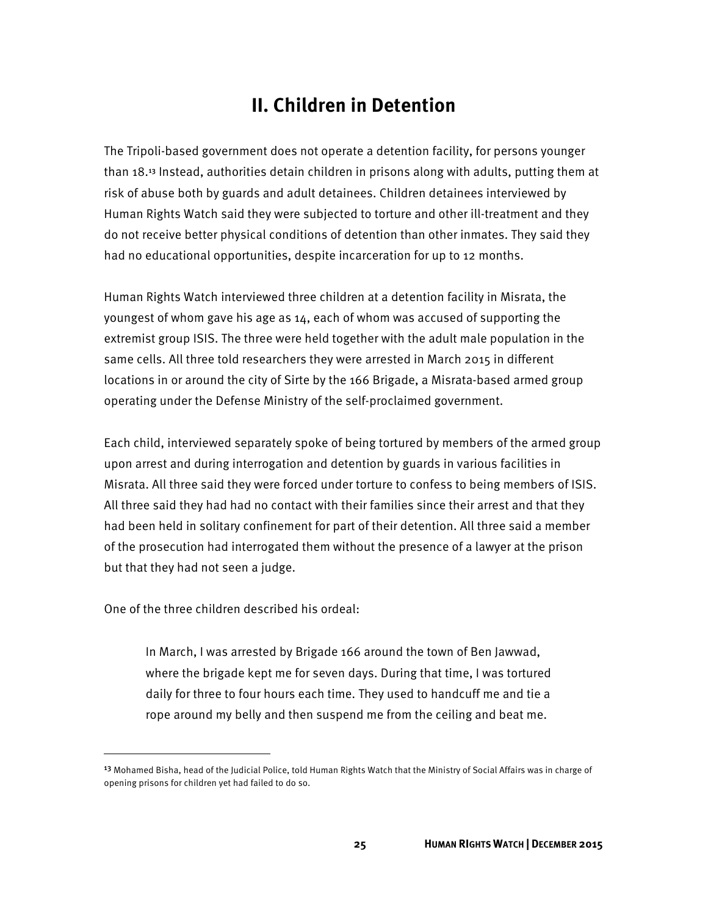## II. Children in Detention

The Tripoli-based government does not operate a detention facility, for persons younger than 18.[13] Instead, authorities detain children in prisons along with adults, putting them at risk of abuse both by guards and adult detainees. Children detainees interviewed by Human Rights Watch said they were subjected to torture and other ill-treatment and they do not receive better physical conditions of detention than other inmates. They said they had no educational opportunities, despite incarceration for up to 12 months.

Human Rights Watch interviewed three children at a detention facility in Misrata, the youngest of whom gave his age as 14, each of whom was accused of supporting the extremist group ISIS. The three were held together with the adult male population in the same cells. All three told researchers they were arrested in March 2015 in different locations in or around the city of Sirte by the 166 Brigade, a Misrata-based armed group operating under the Defense Ministry of the self-proclaimed government.

Each child, interviewed separately spoke of being tortured by members of the armed group upon arrest and during interrogation and detention by guards in various facilities in Misrata. All three said they were forced under torture to confess to being members of ISIS. All three said they had had no contact with their families since their arrest and that they had been held in solitary confinement for part of their detention. All three said a member of the prosecution had interrogated them without the presence of a lawyer at the prison but that they had not seen a judge.

One of the three children described his ordeal:

> In March, I was arrested by Brigade 166 around the town of Ben Jawwad, where the brigade kept me for seven days. During that time, I was tortured daily for three to four hours each time. They used to handcuff me and tie a rope around my belly and then suspend me from the ceiling and beat me.

---

[13] Mohamed Bisha, head of the Judicial Police, told Human Rights Watch that the Ministry of Social Affairs was in charge of opening prisons for children yet had failed to do so.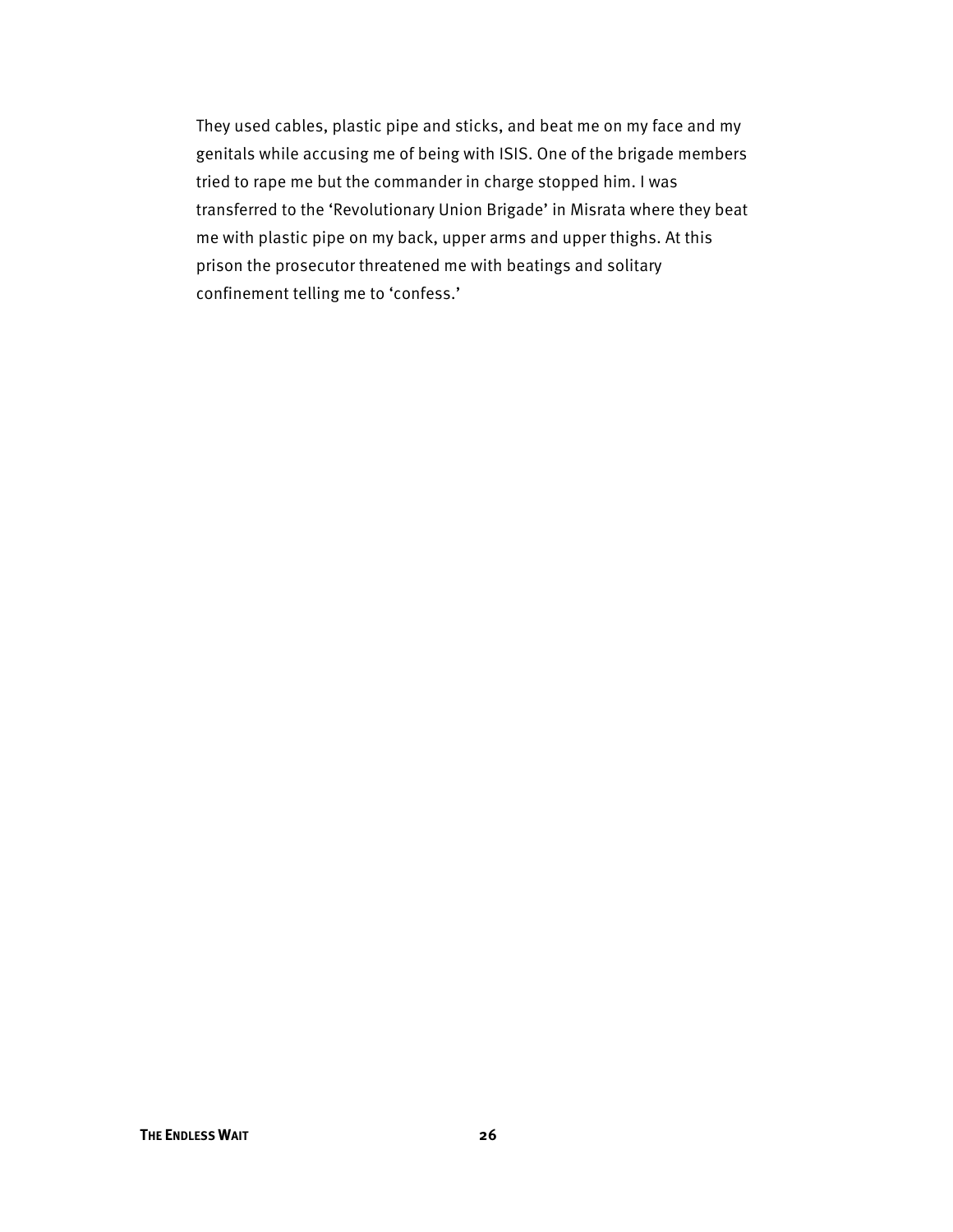They used cables, plastic pipe and sticks, and beat me on my face and my genitals while accusing me of being with ISIS. One of the brigade members tried to rape me but the commander in charge stopped him. I was transferred to the 'Revolutionary Union Brigade' in Misrata where they beat me with plastic pipe on my back, upper arms and upper thighs. At this prison the prosecutor threatened me with beatings and solitary confinement telling me to 'confess.'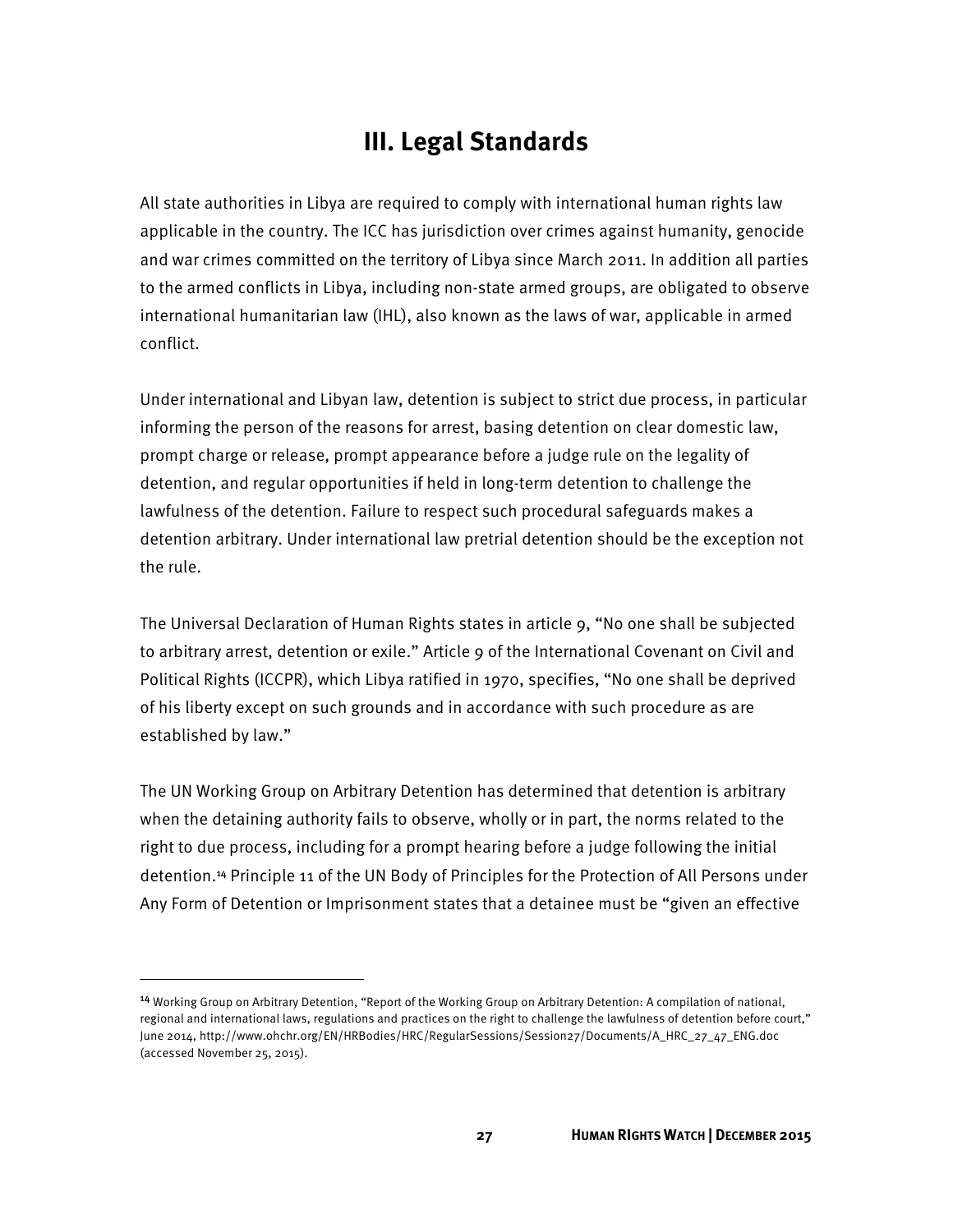# III. Legal Standards

All state authorities in Libya are required to comply with international human rights law applicable in the country. The ICC has jurisdiction over crimes against humanity, genocide and war crimes committed on the territory of Libya since March 2011. In addition all parties to the armed conflicts in Libya, including non-state armed groups, are obligated to observe international humanitarian law (IHL), also known as the laws of war, applicable in armed conflict.

Under international and Libyan law, detention is subject to strict due process, in particular informing the person of the reasons for arrest, basing detention on clear domestic law, prompt charge or release, prompt appearance before a judge rule on the legality of detention, and regular opportunities if held in long-term detention to challenge the lawfulness of the detention. Failure to respect such procedural safeguards makes a detention arbitrary. Under international law pretrial detention should be the exception not the rule.

The Universal Declaration of Human Rights states in article 9, "No one shall be subjected to arbitrary arrest, detention or exile." Article 9 of the International Covenant on Civil and Political Rights (ICCPR), which Libya ratified in 1970, specifies, "No one shall be deprived of his liberty except on such grounds and in accordance with such procedure as are established by law."

The UN Working Group on Arbitrary Detention has determined that detention is arbitrary when the detaining authority fails to observe, wholly or in part, the norms related to the right to due process, including for a prompt hearing before a judge following the initial detention.[14] Principle 11 of the UN Body of Principles for the Protection of All Persons under Any Form of Detention or Imprisonment states that a detainee must be "given an effective

---

[14] Working Group on Arbitrary Detention, "Report of the Working Group on Arbitrary Detention: A compilation of national, regional and international laws, regulations and practices on the right to challenge the lawfulness of detention before court," June 2014, http://www.ohchr.org/EN/HRBodies/HRC/RegularSessions/Session27/Documents/A_HRC_27_47_ENG.doc (accessed November 25, 2015).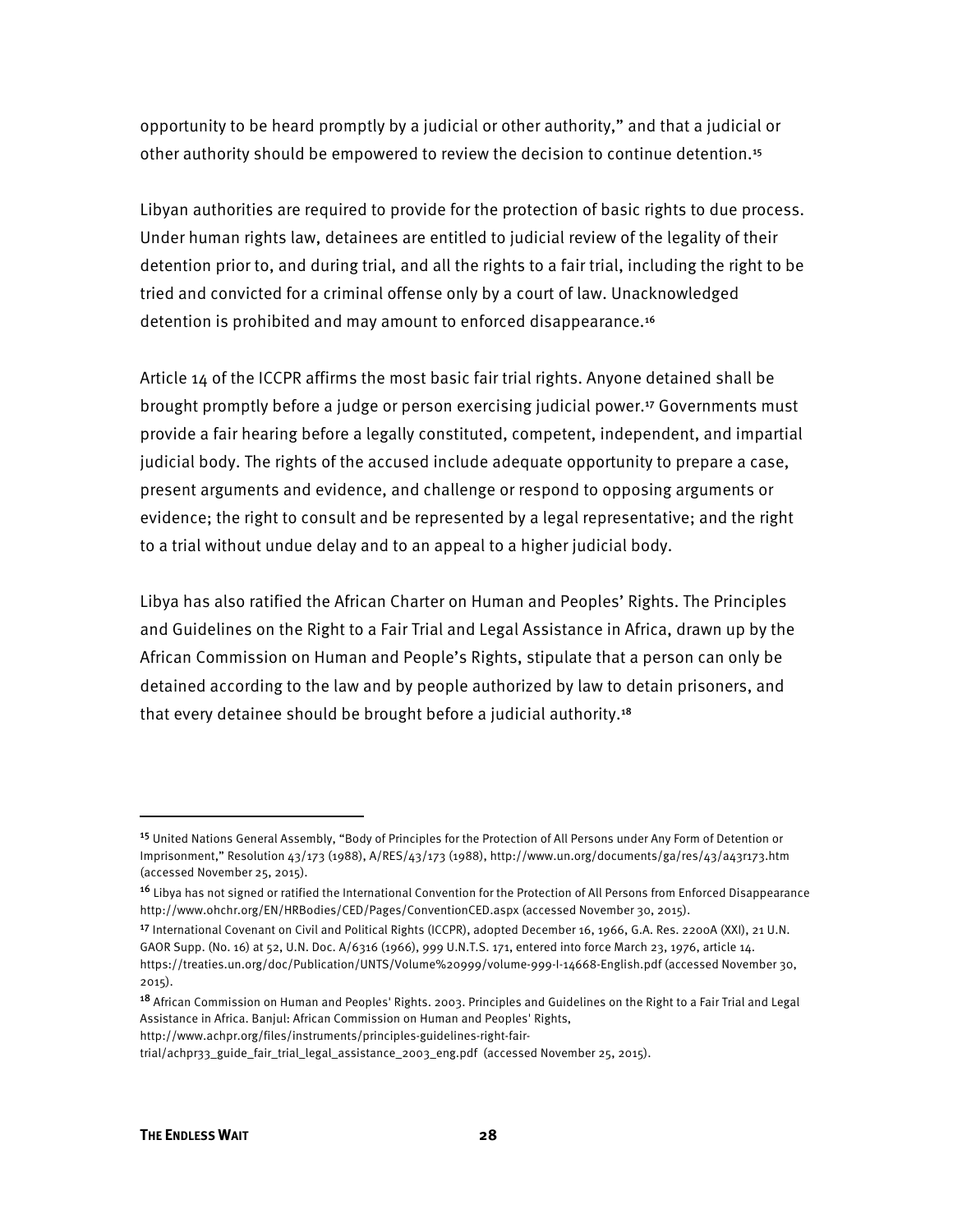opportunity to be heard promptly by a judicial or other authority," and that a judicial or other authority should be empowered to review the decision to continue detention.[15]

Libyan authorities are required to provide for the protection of basic rights to due process. Under human rights law, detainees are entitled to judicial review of the legality of their detention prior to, and during trial, and all the rights to a fair trial, including the right to be tried and convicted for a criminal offense only by a court of law. Unacknowledged detention is prohibited and may amount to enforced disappearance.[16]

Article 14 of the ICCPR affirms the most basic fair trial rights. Anyone detained shall be brought promptly before a judge or person exercising judicial power.[17] Governments must provide a fair hearing before a legally constituted, competent, independent, and impartial judicial body. The rights of the accused include adequate opportunity to prepare a case, present arguments and evidence, and challenge or respond to opposing arguments or evidence; the right to consult and be represented by a legal representative; and the right to a trial without undue delay and to an appeal to a higher judicial body.

Libya has also ratified the African Charter on Human and Peoples' Rights. The Principles and Guidelines on the Right to a Fair Trial and Legal Assistance in Africa, drawn up by the African Commission on Human and People's Rights, stipulate that a person can only be detained according to the law and by people authorized by law to detain prisoners, and that every detainee should be brought before a judicial authority.[18]

---

[15] United Nations General Assembly, "Body of Principles for the Protection of All Persons under Any Form of Detention or Imprisonment," Resolution 43/173 (1988), A/RES/43/173 (1988), http://www.un.org/documents/ga/res/43/a43r173.htm (accessed November 25, 2015).

[16] Libya has not signed or ratified the International Convention for the Protection of All Persons from Enforced Disappearance http://www.ohchr.org/EN/HRBodies/CED/Pages/ConventionCED.aspx (accessed November 30, 2015).

[17] International Covenant on Civil and Political Rights (ICCPR), adopted December 16, 1966, G.A. Res. 2200A (XXI), 21 U.N. GAOR Supp. (No. 16) at 52, U.N. Doc. A/6316 (1966), 999 U.N.T.S. 171, entered into force March 23, 1976, article 14. https://treaties.un.org/doc/Publication/UNTS/Volume%20999/volume-999-I-14668-English.pdf (accessed November 30, 2015).

[18] African Commission on Human and Peoples' Rights. 2003. Principles and Guidelines on the Right to a Fair Trial and Legal Assistance in Africa. Banjul: African Commission on Human and Peoples' Rights, http://www.achpr.org/files/instruments/principles-guidelines-right-fair-trial/achpr33_guide_fair_trial_legal_assistance_2003_eng.pdf (accessed November 25, 2015).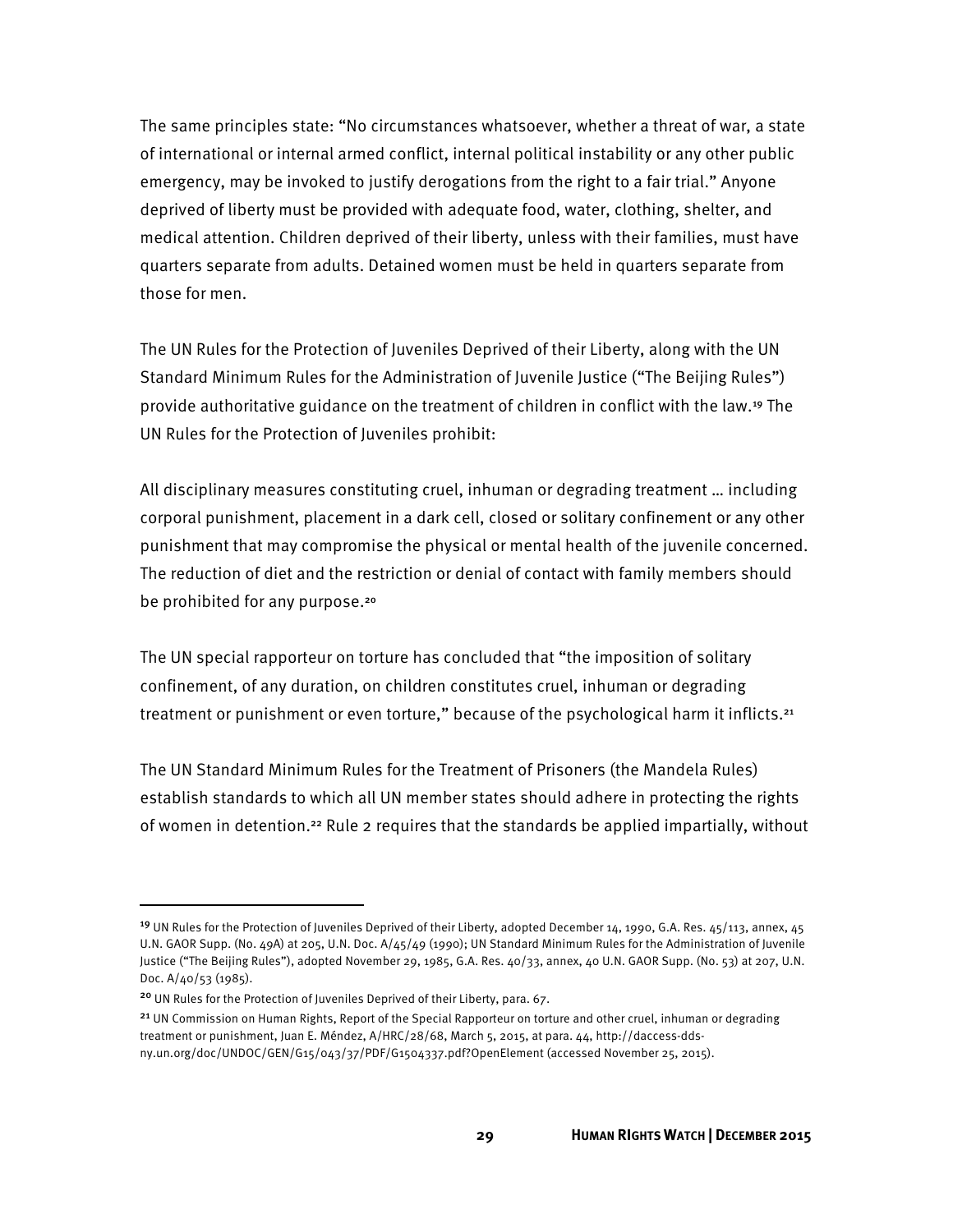The same principles state: "No circumstances whatsoever, whether a threat of war, a state of international or internal armed conflict, internal political instability or any other public emergency, may be invoked to justify derogations from the right to a fair trial." Anyone deprived of liberty must be provided with adequate food, water, clothing, shelter, and medical attention. Children deprived of their liberty, unless with their families, must have quarters separate from adults. Detained women must be held in quarters separate from those for men.

The UN Rules for the Protection of Juveniles Deprived of their Liberty, along with the UN Standard Minimum Rules for the Administration of Juvenile Justice ("The Beijing Rules") provide authoritative guidance on the treatment of children in conflict with the law.[19] The UN Rules for the Protection of Juveniles prohibit:

All disciplinary measures constituting cruel, inhuman or degrading treatment … including corporal punishment, placement in a dark cell, closed or solitary confinement or any other punishment that may compromise the physical or mental health of the juvenile concerned. The reduction of diet and the restriction or denial of contact with family members should be prohibited for any purpose.[20]

The UN special rapporteur on torture has concluded that "the imposition of solitary confinement, of any duration, on children constitutes cruel, inhuman or degrading treatment or punishment or even torture," because of the psychological harm it inflicts.[21]

The UN Standard Minimum Rules for the Treatment of Prisoners (the Mandela Rules) establish standards to which all UN member states should adhere in protecting the rights of women in detention.[22] Rule 2 requires that the standards be applied impartially, without

---

[19] UN Rules for the Protection of Juveniles Deprived of their Liberty, adopted December 14, 1990, G.A. Res. 45/113, annex, 45 U.N. GAOR Supp. (No. 49A) at 205, U.N. Doc. A/45/49 (1990); UN Standard Minimum Rules for the Administration of Juvenile Justice ("The Beijing Rules"), adopted November 29, 1985, G.A. Res. 40/33, annex, 40 U.N. GAOR Supp. (No. 53) at 207, U.N. Doc. A/40/53 (1985).

[20] UN Rules for the Protection of Juveniles Deprived of their Liberty, para. 67.

[21] UN Commission on Human Rights, Report of the Special Rapporteur on torture and other cruel, inhuman or degrading treatment or punishment, Juan E. Méndez, A/HRC/28/68, March 5, 2015, at para. 44, http://daccess-dds-ny.un.org/doc/UNDOC/GEN/G15/043/37/PDF/G1504337.pdf?OpenElement (accessed November 25, 2015).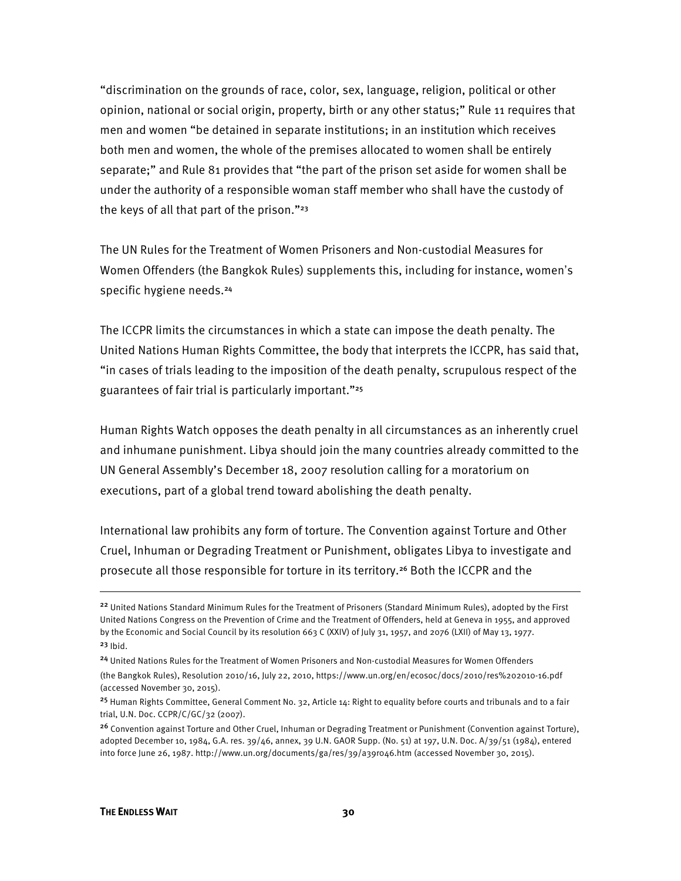"discrimination on the grounds of race, color, sex, language, religion, political or other opinion, national or social origin, property, birth or any other status;" Rule 11 requires that men and women "be detained in separate institutions; in an institution which receives both men and women, the whole of the premises allocated to women shall be entirely separate;" and Rule 81 provides that "the part of the prison set aside for women shall be under the authority of a responsible woman staff member who shall have the custody of the keys of all that part of the prison."[23]

The UN Rules for the Treatment of Women Prisoners and Non-custodial Measures for Women Offenders (the Bangkok Rules) supplements this, including for instance, women's specific hygiene needs.[24]

The ICCPR limits the circumstances in which a state can impose the death penalty. The United Nations Human Rights Committee, the body that interprets the ICCPR, has said that, "in cases of trials leading to the imposition of the death penalty, scrupulous respect of the guarantees of fair trial is particularly important."[25]

Human Rights Watch opposes the death penalty in all circumstances as an inherently cruel and inhumane punishment. Libya should join the many countries already committed to the UN General Assembly's December 18, 2007 resolution calling for a moratorium on executions, part of a global trend toward abolishing the death penalty.

International law prohibits any form of torture. The Convention against Torture and Other Cruel, Inhuman or Degrading Treatment or Punishment, obligates Libya to investigate and prosecute all those responsible for torture in its territory.[26] Both the ICCPR and the

---

[22] United Nations Standard Minimum Rules for the Treatment of Prisoners (Standard Minimum Rules), adopted by the First United Nations Congress on the Prevention of Crime and the Treatment of Offenders, held at Geneva in 1955, and approved by the Economic and Social Council by its resolution 663 C (XXIV) of July 31, 1957, and 2076 (LXII) of May 13, 1977.

[23] Ibid.

[24] United Nations Rules for the Treatment of Women Prisoners and Non-custodial Measures for Women Offenders (the Bangkok Rules), Resolution 2010/16, July 22, 2010, https://www.un.org/en/ecosoc/docs/2010/res%202010-16.pdf (accessed November 30, 2015).

[25] Human Rights Committee, General Comment No. 32, Article 14: Right to equality before courts and tribunals and to a fair trial, U.N. Doc. CCPR/C/GC/32 (2007).

[26] Convention against Torture and Other Cruel, Inhuman or Degrading Treatment or Punishment (Convention against Torture), adopted December 10, 1984, G.A. res. 39/46, annex, 39 U.N. GAOR Supp. (No. 51) at 197, U.N. Doc. A/39/51 (1984), entered into force June 26, 1987. http://www.un.org/documents/ga/res/39/a39r046.htm (accessed November 30, 2015).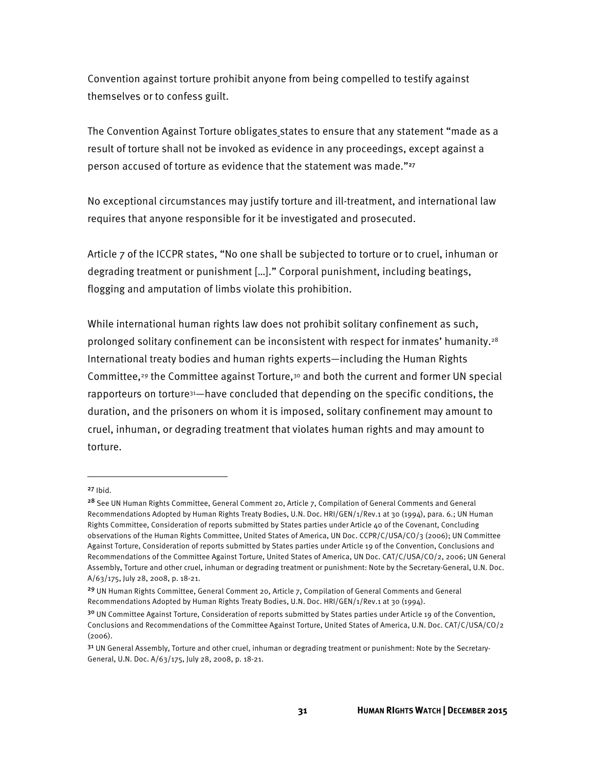Convention against torture prohibit anyone from being compelled to testify against themselves or to confess guilt.

The Convention Against Torture obligates states to ensure that any statement "made as a result of torture shall not be invoked as evidence in any proceedings, except against a person accused of torture as evidence that the statement was made."[27]

No exceptional circumstances may justify torture and ill-treatment, and international law requires that anyone responsible for it be investigated and prosecuted.

Article 7 of the ICCPR states, "No one shall be subjected to torture or to cruel, inhuman or degrading treatment or punishment […]." Corporal punishment, including beatings, flogging and amputation of limbs violate this prohibition.

While international human rights law does not prohibit solitary confinement as such, prolonged solitary confinement can be inconsistent with respect for inmates' humanity.[28] International treaty bodies and human rights experts—including the Human Rights Committee,[29] the Committee against Torture,[30] and both the current and former UN special rapporteurs on torture[31]—have concluded that depending on the specific conditions, the duration, and the prisoners on whom it is imposed, solitary confinement may amount to cruel, inhuman, or degrading treatment that violates human rights and may amount to torture.

---

[27] Ibid.

[28] See UN Human Rights Committee, General Comment 20, Article 7, Compilation of General Comments and General Recommendations Adopted by Human Rights Treaty Bodies, U.N. Doc. HRI/GEN/1/Rev.1 at 30 (1994), para. 6.; UN Human Rights Committee, Consideration of reports submitted by States parties under Article 40 of the Covenant, Concluding observations of the Human Rights Committee, United States of America, UN Doc. CCPR/C/USA/CO/3 (2006); UN Committee Against Torture, Consideration of reports submitted by States parties under Article 19 of the Convention, Conclusions and Recommendations of the Committee Against Torture, United States of America, UN Doc. CAT/C/USA/CO/2, 2006; UN General Assembly, Torture and other cruel, inhuman or degrading treatment or punishment: Note by the Secretary-General, U.N. Doc. A/63/175, July 28, 2008, p. 18-21.

[29] UN Human Rights Committee, General Comment 20, Article 7, Compilation of General Comments and General Recommendations Adopted by Human Rights Treaty Bodies, U.N. Doc. HRI/GEN/1/Rev.1 at 30 (1994).

[30] UN Committee Against Torture, Consideration of reports submitted by States parties under Article 19 of the Convention, Conclusions and Recommendations of the Committee Against Torture, United States of America, U.N. Doc. CAT/C/USA/CO/2 (2006).

[31] UN General Assembly, Torture and other cruel, inhuman or degrading treatment or punishment: Note by the Secretary-General, U.N. Doc. A/63/175, July 28, 2008, p. 18-21.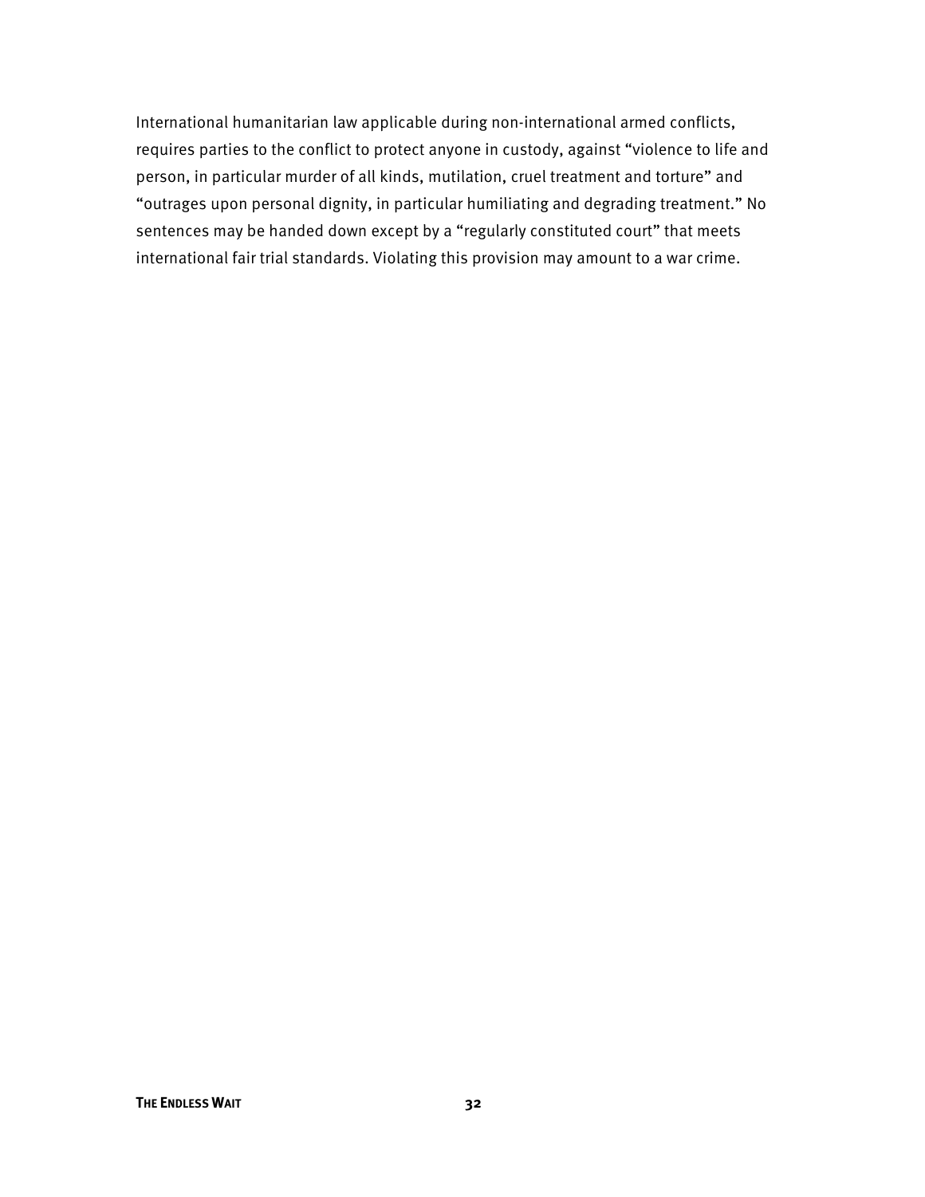International humanitarian law applicable during non-international armed conflicts, requires parties to the conflict to protect anyone in custody, against "violence to life and person, in particular murder of all kinds, mutilation, cruel treatment and torture" and "outrages upon personal dignity, in particular humiliating and degrading treatment." No sentences may be handed down except by a "regularly constituted court" that meets international fair trial standards. Violating this provision may amount to a war crime.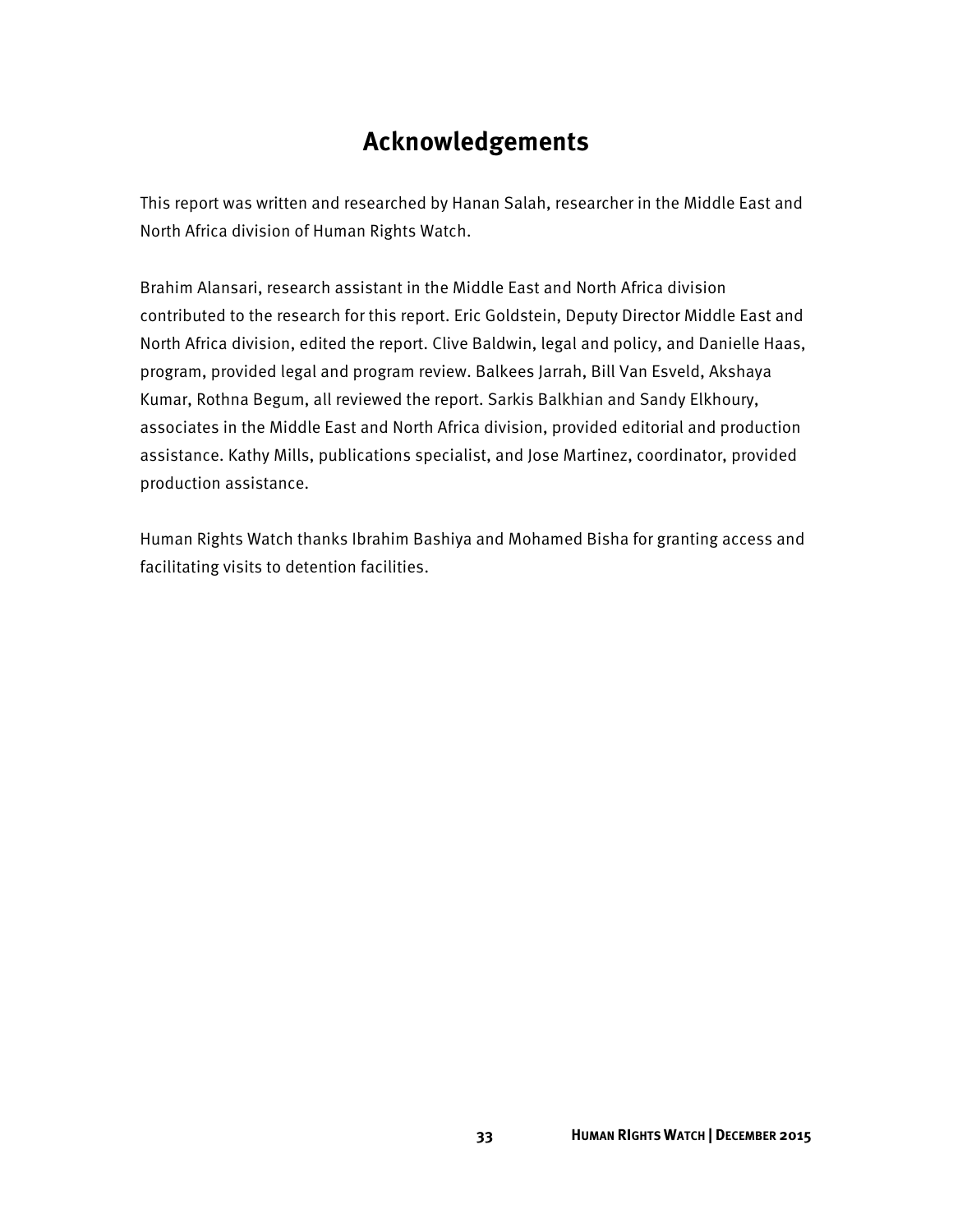# Acknowledgements

This report was written and researched by Hanan Salah, researcher in the Middle East and North Africa division of Human Rights Watch.

Brahim Alansari, research assistant in the Middle East and North Africa division contributed to the research for this report. Eric Goldstein, Deputy Director Middle East and North Africa division, edited the report. Clive Baldwin, legal and policy, and Danielle Haas, program, provided legal and program review. Balkees Jarrah, Bill Van Esveld, Akshaya Kumar, Rothna Begum, all reviewed the report. Sarkis Balkhian and Sandy Elkhoury, associates in the Middle East and North Africa division, provided editorial and production assistance. Kathy Mills, publications specialist, and Jose Martinez, coordinator, provided production assistance.

Human Rights Watch thanks Ibrahim Bashiya and Mohamed Bisha for granting access and facilitating visits to detention facilities.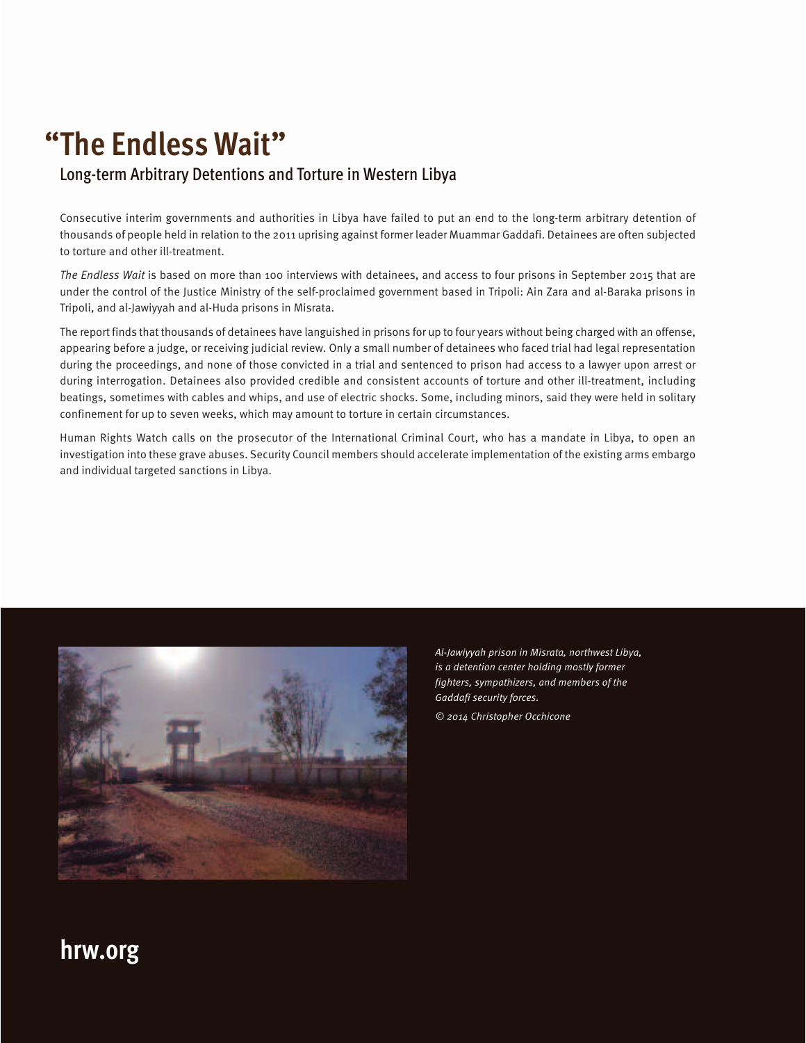# "The Endless Wait"

## Long-term Arbitrary Detentions and Torture in Western Libya

Consecutive interim governments and authorities in Libya have failed to put an end to the long-term arbitrary detention of thousands of people held in relation to the 2011 uprising against former leader Muammar Gaddafi. Detainees are often subjected to torture and other ill-treatment.

*The Endless Wait* is based on more than 100 interviews with detainees, and access to four prisons in September 2015 that are under the control of the Justice Ministry of the self-proclaimed government based in Tripoli: Ain Zara and al-Baraka prisons in Tripoli, and al-Jawiyyah and al-Huda prisons in Misrata.

The report finds that thousands of detainees have languished in prisons for up to four years without being charged with an offense, appearing before a judge, or receiving judicial review. Only a small number of detainees who faced trial had legal representation during the proceedings, and none of those convicted in a trial and sentenced to prison had access to a lawyer upon arrest or during interrogation. Detainees also provided credible and consistent accounts of torture and other ill-treatment, including beatings, sometimes with cables and whips, and use of electric shocks. Some, including minors, said they were held in solitary confinement for up to seven weeks, which may amount to torture in certain circumstances.

Human Rights Watch calls on the prosecutor of the International Criminal Court, who has a mandate in Libya, to open an investigation into these grave abuses. Security Council members should accelerate implementation of the existing arms embargo and individual targeted sanctions in Libya.

*Al-Jawiyyah prison in Misrata, northwest Libya, is a detention center holding mostly former fighters, sympathizers, and members of the Gaddafi security forces.*

*© 2014 Christopher Occhicone*

**hrw.org**